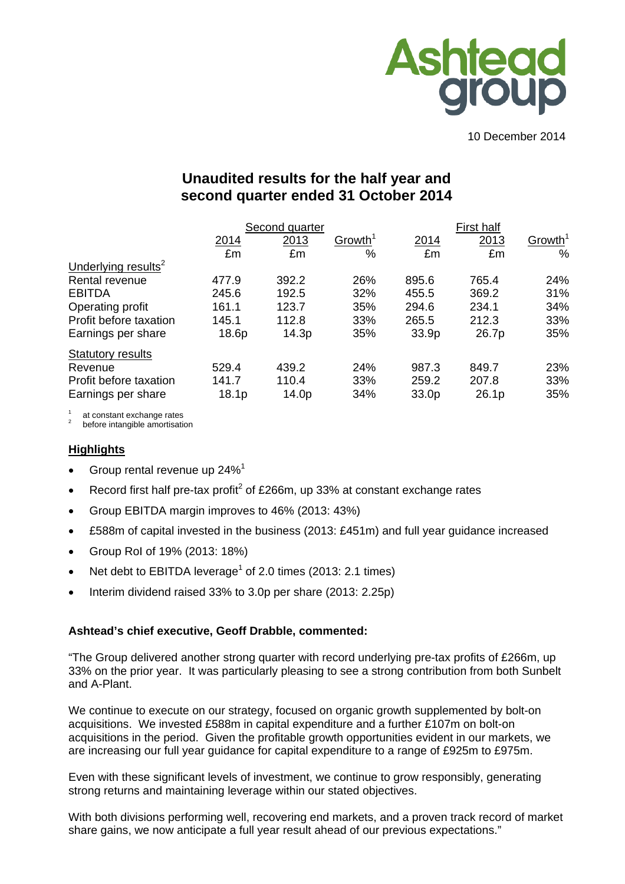Ashtead group

10 December 2014

# Unaudited results for the half year and second quarter ended 31 October 2014

| | Second quarter | | | First half | | |
|---|---|---|---|---|---|---|
| | 2014 | 2013 | Growth[1] | 2014 | 2013 | Growth[1] |
| | £m | £m | % | £m | £m | % |
| Underlying results[2] | | | | | | |
| Rental revenue | 477.9 | 392.2 | 26% | 895.6 | 765.4 | 24% |
| EBITDA | 245.6 | 192.5 | 32% | 455.5 | 369.2 | 31% |
| Operating profit | 161.1 | 123.7 | 35% | 294.6 | 234.1 | 34% |
| Profit before taxation | 145.1 | 112.8 | 33% | 265.5 | 212.3 | 33% |
| Earnings per share | 18.6p | 14.3p | 35% | 33.9p | 26.7p | 35% |
| Statutory results | | | | | | |
| Revenue | 529.4 | 439.2 | 24% | 987.3 | 849.7 | 23% |
| Profit before taxation | 141.7 | 110.4 | 33% | 259.2 | 207.8 | 33% |
| Earnings per share | 18.1p | 14.0p | 34% | 33.0p | 26.1p | 35% |

[1] at constant exchange rates
[2] before intangible amortisation

## Highlights

- Group rental revenue up 24%[1]
- Record first half pre-tax profit[2] of £266m, up 33% at constant exchange rates
- Group EBITDA margin improves to 46% (2013: 43%)
- £588m of capital invested in the business (2013: £451m) and full year guidance increased
- Group RoI of 19% (2013: 18%)
- Net debt to EBITDA leverage[1] of 2.0 times (2013: 2.1 times)
- Interim dividend raised 33% to 3.0p per share (2013: 2.25p)

**Ashtead's chief executive, Geoff Drabble, commented:**

"The Group delivered another strong quarter with record underlying pre-tax profits of £266m, up 33% on the prior year. It was particularly pleasing to see a strong contribution from both Sunbelt and A-Plant.

We continue to execute on our strategy, focused on organic growth supplemented by bolt-on acquisitions. We invested £588m in capital expenditure and a further £107m on bolt-on acquisitions in the period. Given the profitable growth opportunities evident in our markets, we are increasing our full year guidance for capital expenditure to a range of £925m to £975m.

Even with these significant levels of investment, we continue to grow responsibly, generating strong returns and maintaining leverage within our stated objectives.

With both divisions performing well, recovering end markets, and a proven track record of market share gains, we now anticipate a full year result ahead of our previous expectations."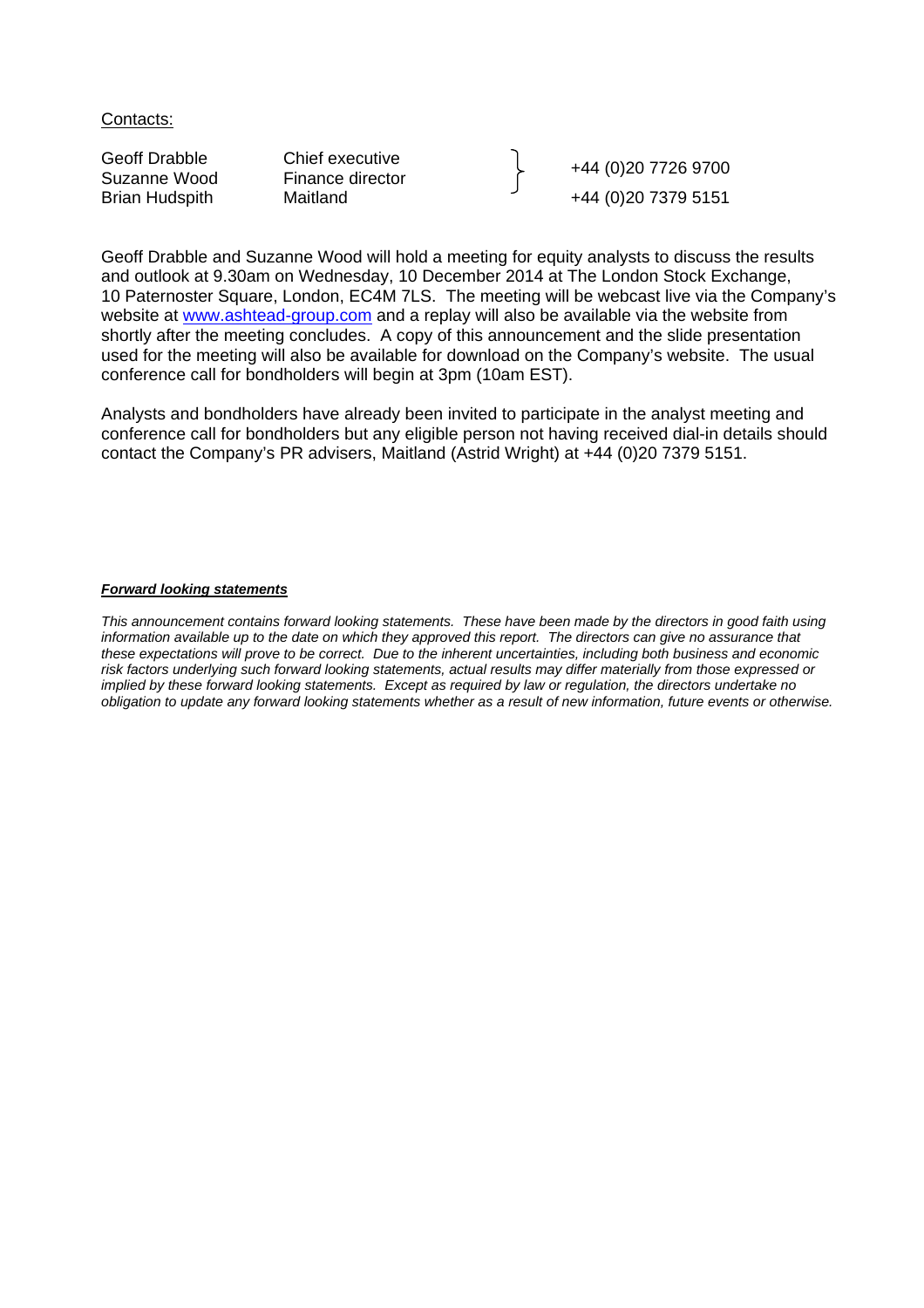Contacts:

| | | |
|---|---|---|
| Geoff Drabble | Chief executive | +44 (0)20 7726 9700 |
| Suzanne Wood | Finance director | |
| Brian Hudspith | Maitland | +44 (0)20 7379 5151 |

Geoff Drabble and Suzanne Wood will hold a meeting for equity analysts to discuss the results and outlook at 9.30am on Wednesday, 10 December 2014 at The London Stock Exchange, 10 Paternoster Square, London, EC4M 7LS. The meeting will be webcast live via the Company's website at www.ashtead-group.com and a replay will also be available via the website from shortly after the meeting concludes. A copy of this announcement and the slide presentation used for the meeting will also be available for download on the Company's website. The usual conference call for bondholders will begin at 3pm (10am EST).

Analysts and bondholders have already been invited to participate in the analyst meeting and conference call for bondholders but any eligible person not having received dial-in details should contact the Company's PR advisers, Maitland (Astrid Wright) at +44 (0)20 7379 5151.

***Forward looking statements***

*This announcement contains forward looking statements. These have been made by the directors in good faith using information available up to the date on which they approved this report. The directors can give no assurance that these expectations will prove to be correct. Due to the inherent uncertainties, including both business and economic risk factors underlying such forward looking statements, actual results may differ materially from those expressed or implied by these forward looking statements. Except as required by law or regulation, the directors undertake no obligation to update any forward looking statements whether as a result of new information, future events or otherwise.*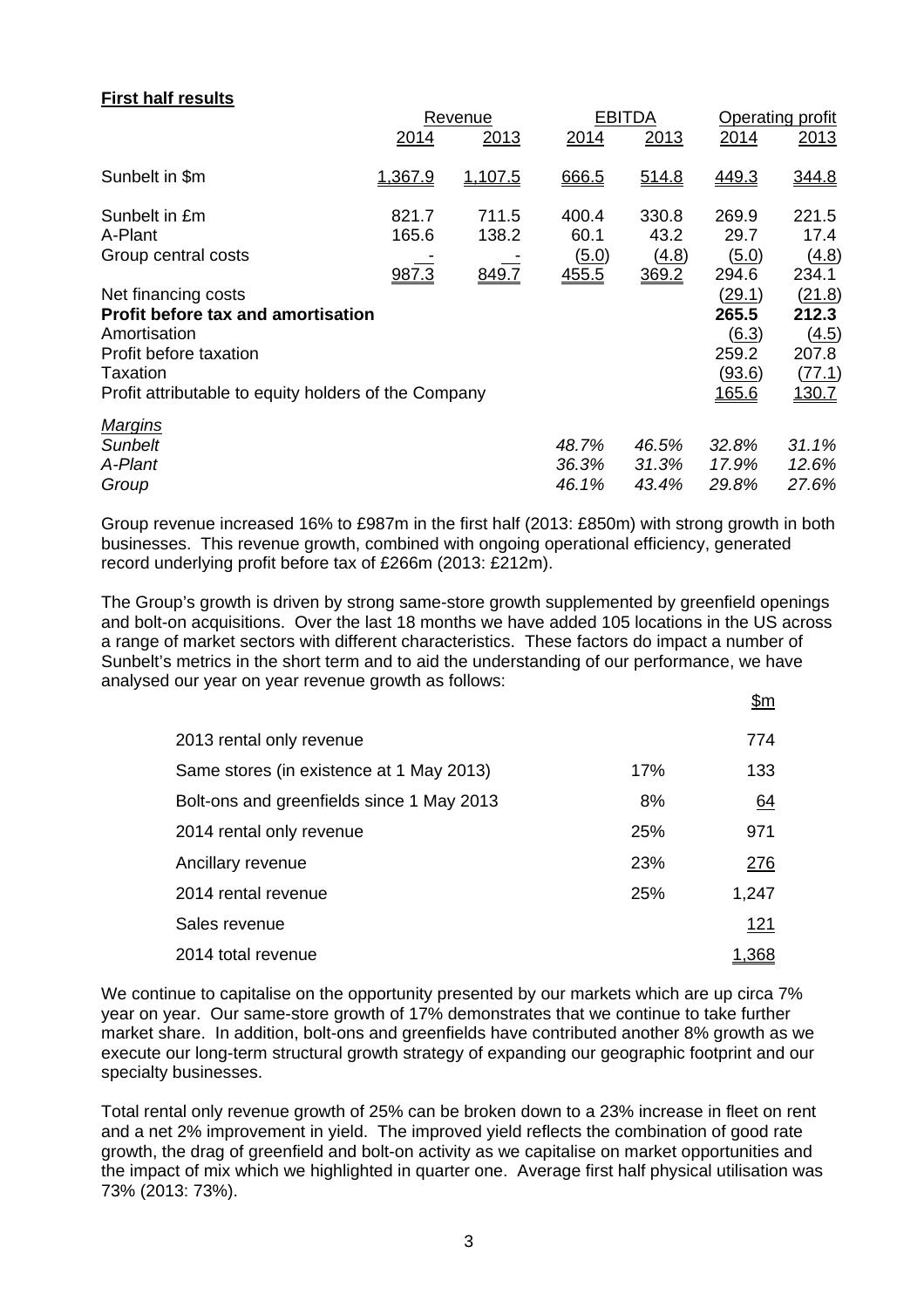**First half results**

| | Revenue | | EBITDA | | Operating profit | |
|---|---|---|---|---|---|---|
| | 2014 | 2013 | 2014 | 2013 | 2014 | 2013 |
| Sunbelt in $m | 1,367.9 | 1,107.5 | 666.5 | 514.8 | 449.3 | 344.8 |
| Sunbelt in £m | 821.7 | 711.5 | 400.4 | 330.8 | 269.9 | 221.5 |
| A-Plant | 165.6 | 138.2 | 60.1 | 43.2 | 29.7 | 17.4 |
| Group central costs | - | - | (5.0) | (4.8) | (5.0) | (4.8) |
| | 987.3 | 849.7 | 455.5 | 369.2 | 294.6 | 234.1 |
| Net financing costs | | | | | (29.1) | (21.8) |
| **Profit before tax and amortisation** | | | | | **265.5** | **212.3** |
| Amortisation | | | | | (6.3) | (4.5) |
| Profit before taxation | | | | | 259.2 | 207.8 |
| Taxation | | | | | (93.6) | (77.1) |
| Profit attributable to equity holders of the Company | | | | | 165.6 | 130.7 |
| *Margins* | | | | | | |
| *Sunbelt* | | | *48.7%* | *46.5%* | *32.8%* | *31.1%* |
| *A-Plant* | | | *36.3%* | *31.3%* | *17.9%* | *12.6%* |
| *Group* | | | *46.1%* | *43.4%* | *29.8%* | *27.6%* |

Group revenue increased 16% to £987m in the first half (2013: £850m) with strong growth in both businesses. This revenue growth, combined with ongoing operational efficiency, generated record underlying profit before tax of £266m (2013: £212m).

The Group's growth is driven by strong same-store growth supplemented by greenfield openings and bolt-on acquisitions. Over the last 18 months we have added 105 locations in the US across a range of market sectors with different characteristics. These factors do impact a number of Sunbelt's metrics in the short term and to aid the understanding of our performance, we have analysed our year on year revenue growth as follows:

| | | $m |
|---|---|---|
| 2013 rental only revenue | | 774 |
| Same stores (in existence at 1 May 2013) | 17% | 133 |
| Bolt-ons and greenfields since 1 May 2013 | 8% | 64 |
| 2014 rental only revenue | 25% | 971 |
| Ancillary revenue | 23% | 276 |
| 2014 rental revenue | 25% | 1,247 |
| Sales revenue | | 121 |
| 2014 total revenue | | 1,368 |

We continue to capitalise on the opportunity presented by our markets which are up circa 7% year on year. Our same-store growth of 17% demonstrates that we continue to take further market share. In addition, bolt-ons and greenfields have contributed another 8% growth as we execute our long-term structural growth strategy of expanding our geographic footprint and our specialty businesses.

Total rental only revenue growth of 25% can be broken down to a 23% increase in fleet on rent and a net 2% improvement in yield. The improved yield reflects the combination of good rate growth, the drag of greenfield and bolt-on activity as we capitalise on market opportunities and the impact of mix which we highlighted in quarter one. Average first half physical utilisation was 73% (2013: 73%).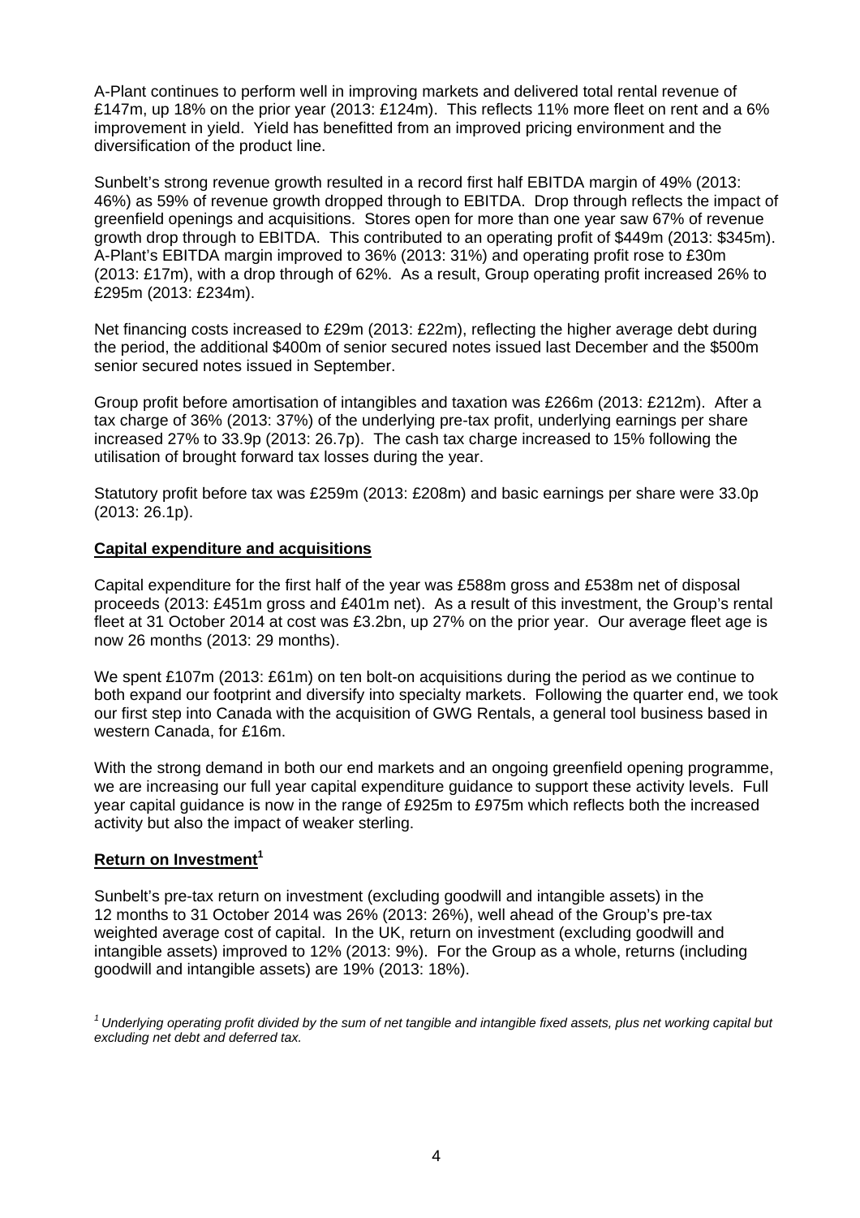A-Plant continues to perform well in improving markets and delivered total rental revenue of £147m, up 18% on the prior year (2013: £124m). This reflects 11% more fleet on rent and a 6% improvement in yield. Yield has benefitted from an improved pricing environment and the diversification of the product line.

Sunbelt's strong revenue growth resulted in a record first half EBITDA margin of 49% (2013: 46%) as 59% of revenue growth dropped through to EBITDA. Drop through reflects the impact of greenfield openings and acquisitions. Stores open for more than one year saw 67% of revenue growth drop through to EBITDA. This contributed to an operating profit of $449m (2013: $345m). A-Plant's EBITDA margin improved to 36% (2013: 31%) and operating profit rose to £30m (2013: £17m), with a drop through of 62%. As a result, Group operating profit increased 26% to £295m (2013: £234m).

Net financing costs increased to £29m (2013: £22m), reflecting the higher average debt during the period, the additional $400m of senior secured notes issued last December and the $500m senior secured notes issued in September.

Group profit before amortisation of intangibles and taxation was £266m (2013: £212m). After a tax charge of 36% (2013: 37%) of the underlying pre-tax profit, underlying earnings per share increased 27% to 33.9p (2013: 26.7p). The cash tax charge increased to 15% following the utilisation of brought forward tax losses during the year.

Statutory profit before tax was £259m (2013: £208m) and basic earnings per share were 33.0p (2013: 26.1p).

## Capital expenditure and acquisitions

Capital expenditure for the first half of the year was £588m gross and £538m net of disposal proceeds (2013: £451m gross and £401m net). As a result of this investment, the Group's rental fleet at 31 October 2014 at cost was £3.2bn, up 27% on the prior year. Our average fleet age is now 26 months (2013: 29 months).

We spent £107m (2013: £61m) on ten bolt-on acquisitions during the period as we continue to both expand our footprint and diversify into specialty markets. Following the quarter end, we took our first step into Canada with the acquisition of GWG Rentals, a general tool business based in western Canada, for £16m.

With the strong demand in both our end markets and an ongoing greenfield opening programme, we are increasing our full year capital expenditure guidance to support these activity levels. Full year capital guidance is now in the range of £925m to £975m which reflects both the increased activity but also the impact of weaker sterling.

## Return on Investment[1]

Sunbelt's pre-tax return on investment (excluding goodwill and intangible assets) in the 12 months to 31 October 2014 was 26% (2013: 26%), well ahead of the Group's pre-tax weighted average cost of capital. In the UK, return on investment (excluding goodwill and intangible assets) improved to 12% (2013: 9%). For the Group as a whole, returns (including goodwill and intangible assets) are 19% (2013: 18%).

*[1] Underlying operating profit divided by the sum of net tangible and intangible fixed assets, plus net working capital but excluding net debt and deferred tax.*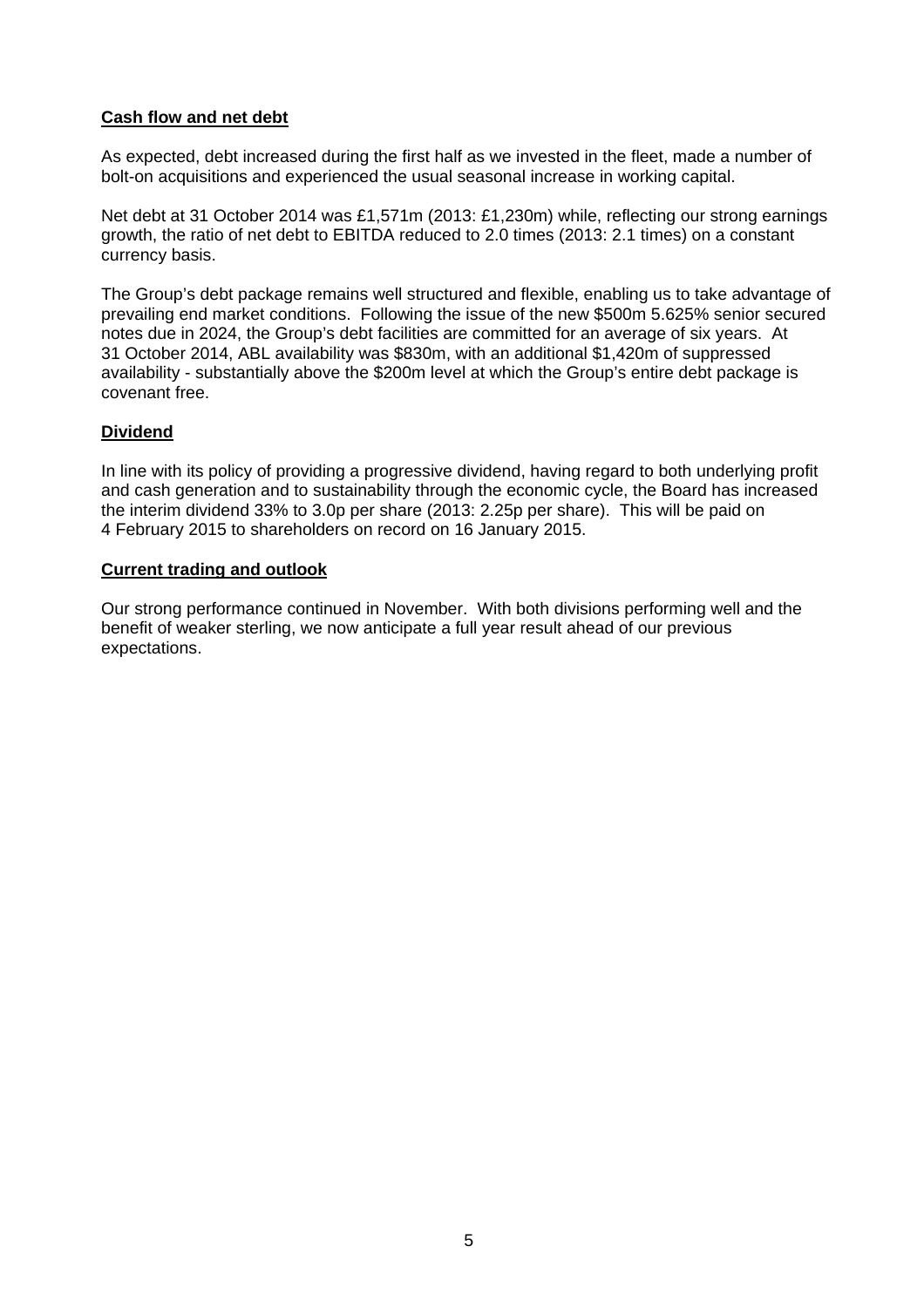## Cash flow and net debt

As expected, debt increased during the first half as we invested in the fleet, made a number of bolt-on acquisitions and experienced the usual seasonal increase in working capital.

Net debt at 31 October 2014 was £1,571m (2013: £1,230m) while, reflecting our strong earnings growth, the ratio of net debt to EBITDA reduced to 2.0 times (2013: 2.1 times) on a constant currency basis.

The Group's debt package remains well structured and flexible, enabling us to take advantage of prevailing end market conditions. Following the issue of the new $500m 5.625% senior secured notes due in 2024, the Group's debt facilities are committed for an average of six years. At 31 October 2014, ABL availability was $830m, with an additional $1,420m of suppressed availability - substantially above the $200m level at which the Group's entire debt package is covenant free.

## Dividend

In line with its policy of providing a progressive dividend, having regard to both underlying profit and cash generation and to sustainability through the economic cycle, the Board has increased the interim dividend 33% to 3.0p per share (2013: 2.25p per share). This will be paid on 4 February 2015 to shareholders on record on 16 January 2015.

## Current trading and outlook

Our strong performance continued in November. With both divisions performing well and the benefit of weaker sterling, we now anticipate a full year result ahead of our previous expectations.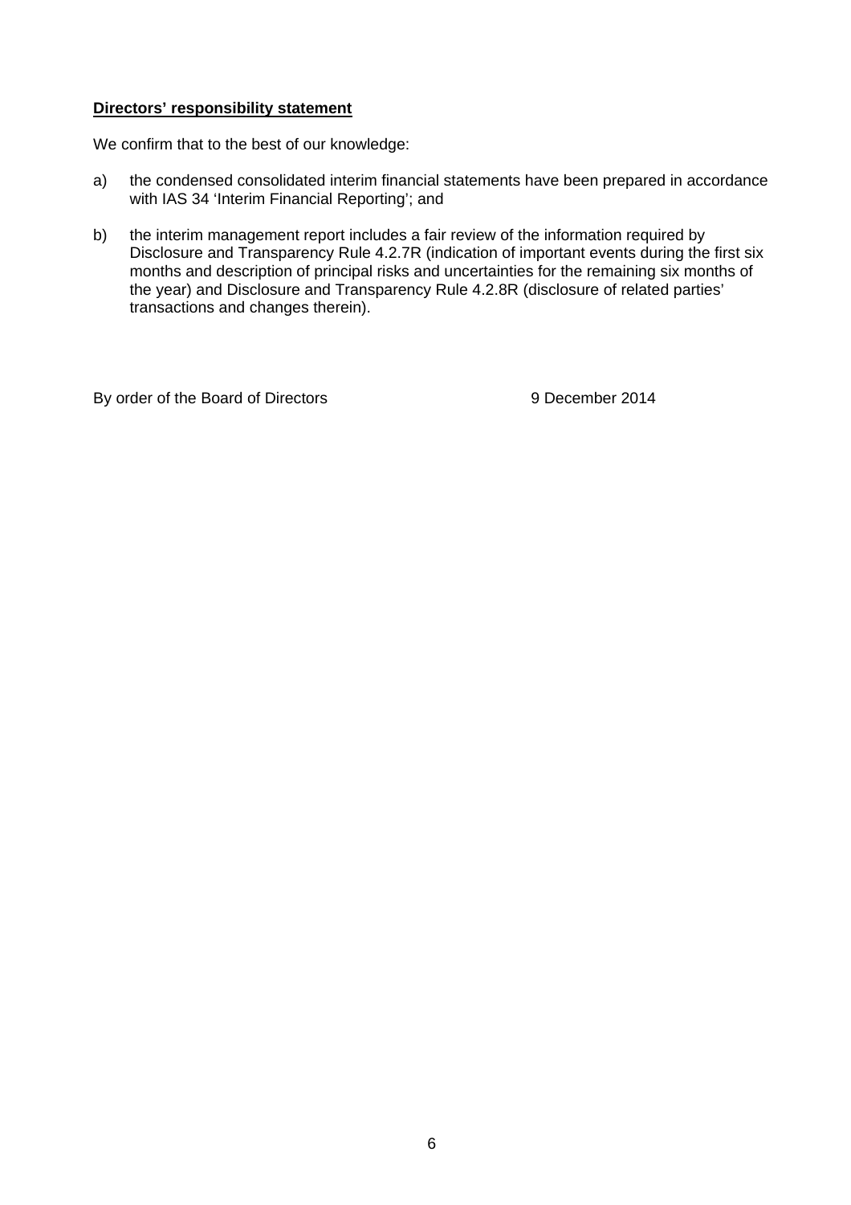**Directors' responsibility statement**

We confirm that to the best of our knowledge:

a) the condensed consolidated interim financial statements have been prepared in accordance with IAS 34 'Interim Financial Reporting'; and

b) the interim management report includes a fair review of the information required by Disclosure and Transparency Rule 4.2.7R (indication of important events during the first six months and description of principal risks and uncertainties for the remaining six months of the year) and Disclosure and Transparency Rule 4.2.8R (disclosure of related parties' transactions and changes therein).

By order of the Board of Directors 9 December 2014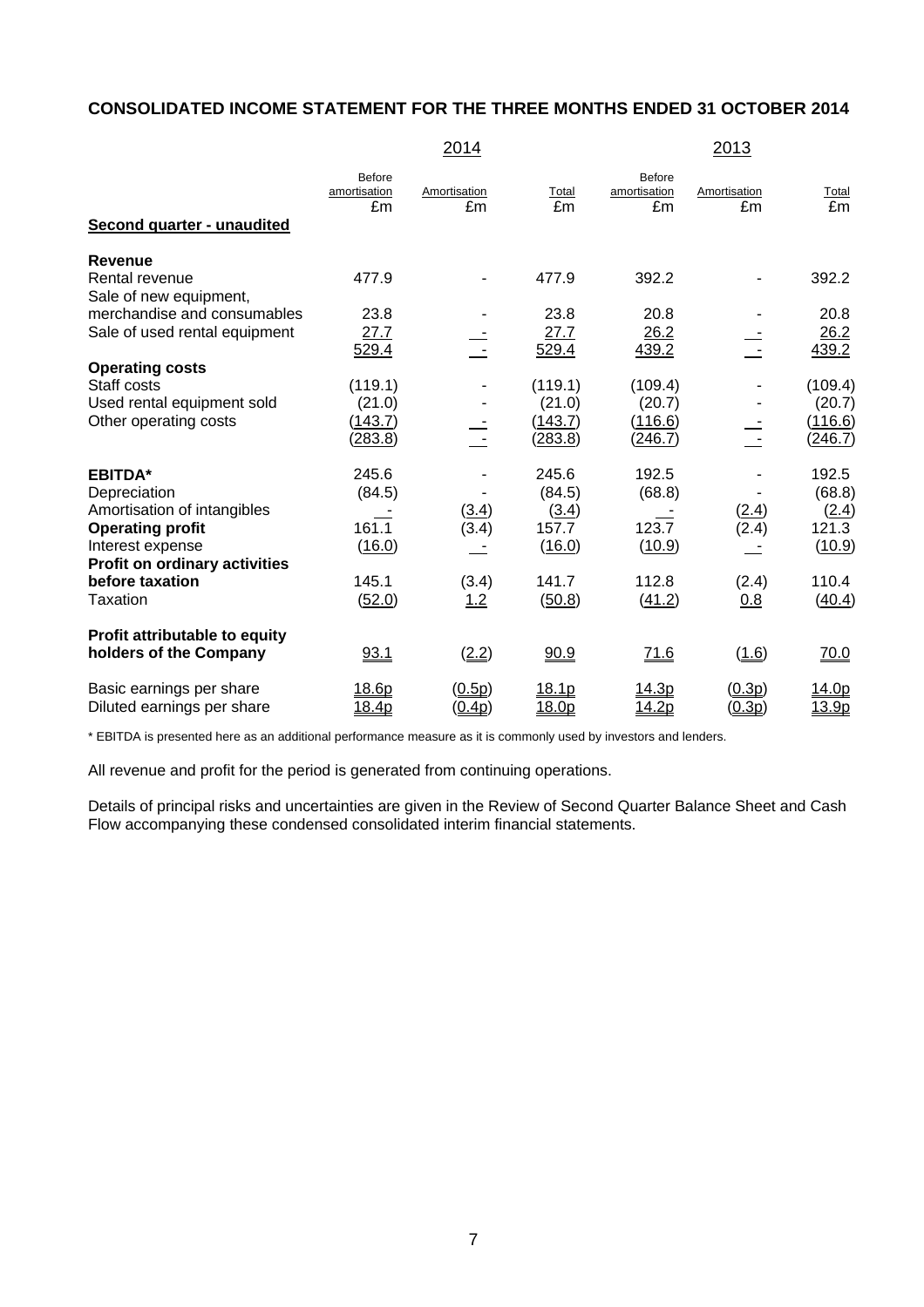## CONSOLIDATED INCOME STATEMENT FOR THE THREE MONTHS ENDED 31 OCTOBER 2014

| | 2014 | | | 2013 | | |
|---|---|---|---|---|---|---|
| | Before amortisation £m | Amortisation £m | Total £m | Before amortisation £m | Amortisation £m | Total £m |
| **Second quarter - unaudited** | | | | | | |
| **Revenue** | | | | | | |
| Rental revenue | 477.9 | - | 477.9 | 392.2 | - | 392.2 |
| Sale of new equipment, merchandise and consumables | 23.8 | - | 23.8 | 20.8 | - | 20.8 |
| Sale of used rental equipment | 27.7 | - | 27.7 | 26.2 | - | 26.2 |
| | 529.4 | - | 529.4 | 439.2 | - | 439.2 |
| **Operating costs** | | | | | | |
| Staff costs | (119.1) | - | (119.1) | (109.4) | - | (109.4) |
| Used rental equipment sold | (21.0) | - | (21.0) | (20.7) | - | (20.7) |
| Other operating costs | (143.7) | - | (143.7) | (116.6) | - | (116.6) |
| | (283.8) | - | (283.8) | (246.7) | - | (246.7) |
| **EBITDA*** | 245.6 | - | 245.6 | 192.5 | - | 192.5 |
| Depreciation | (84.5) | - | (84.5) | (68.8) | - | (68.8) |
| Amortisation of intangibles | - | (3.4) | (3.4) | - | (2.4) | (2.4) |
| **Operating profit** | 161.1 | (3.4) | 157.7 | 123.7 | (2.4) | 121.3 |
| Interest expense | (16.0) | - | (16.0) | (10.9) | - | (10.9) |
| **Profit on ordinary activities before taxation** | 145.1 | (3.4) | 141.7 | 112.8 | (2.4) | 110.4 |
| Taxation | (52.0) | 1.2 | (50.8) | (41.2) | 0.8 | (40.4) |
| **Profit attributable to equity holders of the Company** | 93.1 | (2.2) | 90.9 | 71.6 | (1.6) | 70.0 |
| Basic earnings per share | 18.6p | (0.5p) | 18.1p | 14.3p | (0.3p) | 14.0p |
| Diluted earnings per share | 18.4p | (0.4p) | 18.0p | 14.2p | (0.3p) | 13.9p |

* EBITDA is presented here as an additional performance measure as it is commonly used by investors and lenders.

All revenue and profit for the period is generated from continuing operations.

Details of principal risks and uncertainties are given in the Review of Second Quarter Balance Sheet and Cash Flow accompanying these condensed consolidated interim financial statements.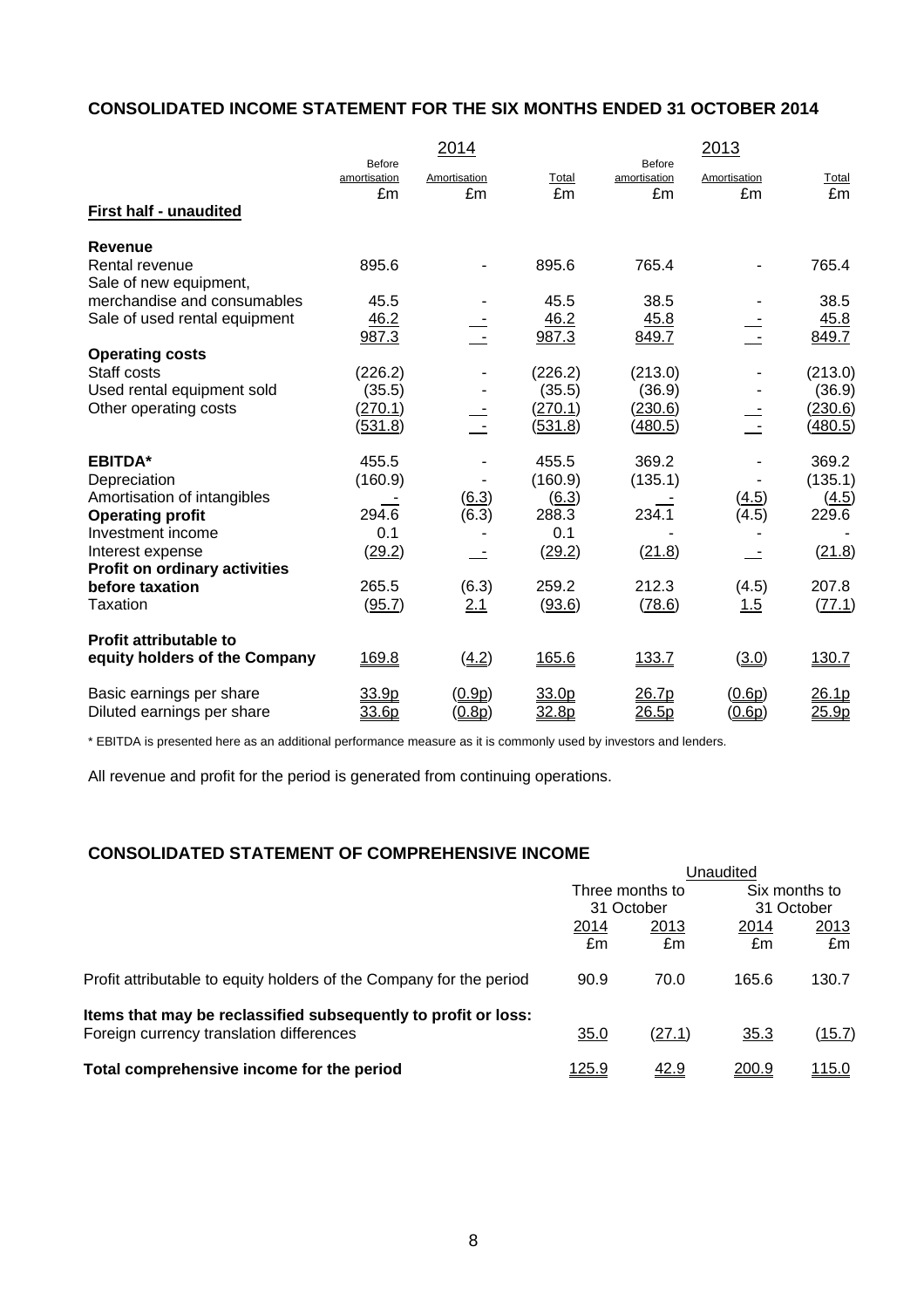## CONSOLIDATED INCOME STATEMENT FOR THE SIX MONTHS ENDED 31 OCTOBER 2014

| | 2014 | | | 2013 | | |
|---|---|---|---|---|---|---|
| | Before amortisation £m | Amortisation £m | Total £m | Before amortisation £m | Amortisation £m | Total £m |
| **First half - unaudited** | | | | | | |
| **Revenue** | | | | | | |
| Rental revenue | 895.6 | - | 895.6 | 765.4 | - | 765.4 |
| Sale of new equipment, merchandise and consumables | 45.5 | - | 45.5 | 38.5 | - | 38.5 |
| Sale of used rental equipment | 46.2 | - | 46.2 | 45.8 | - | 45.8 |
| | 987.3 | - | 987.3 | 849.7 | - | 849.7 |
| **Operating costs** | | | | | | |
| Staff costs | (226.2) | - | (226.2) | (213.0) | - | (213.0) |
| Used rental equipment sold | (35.5) | - | (35.5) | (36.9) | - | (36.9) |
| Other operating costs | (270.1) | - | (270.1) | (230.6) | - | (230.6) |
| | (531.8) | - | (531.8) | (480.5) | - | (480.5) |
| **EBITDA*** | 455.5 | - | 455.5 | 369.2 | - | 369.2 |
| Depreciation | (160.9) | - | (160.9) | (135.1) | - | (135.1) |
| Amortisation of intangibles | - | (6.3) | (6.3) | - | (4.5) | (4.5) |
| **Operating profit** | 294.6 | (6.3) | 288.3 | 234.1 | (4.5) | 229.6 |
| Investment income | 0.1 | - | 0.1 | - | - | - |
| Interest expense | (29.2) | - | (29.2) | (21.8) | - | (21.8) |
| **Profit on ordinary activities before taxation** | 265.5 | (6.3) | 259.2 | 212.3 | (4.5) | 207.8 |
| Taxation | (95.7) | 2.1 | (93.6) | (78.6) | 1.5 | (77.1) |
| **Profit attributable to equity holders of the Company** | 169.8 | (4.2) | 165.6 | 133.7 | (3.0) | 130.7 |
| Basic earnings per share | 33.9p | (0.9p) | 33.0p | 26.7p | (0.6p) | 26.1p |
| Diluted earnings per share | 33.6p | (0.8p) | 32.8p | 26.5p | (0.6p) | 25.9p |

* EBITDA is presented here as an additional performance measure as it is commonly used by investors and lenders.

All revenue and profit for the period is generated from continuing operations.

## CONSOLIDATED STATEMENT OF COMPREHENSIVE INCOME

| | Unaudited | | | |
|---|---|---|---|---|
| | Three months to 31 October | | Six months to 31 October | |
| | 2014 £m | 2013 £m | 2014 £m | 2013 £m |
| Profit attributable to equity holders of the Company for the period | 90.9 | 70.0 | 165.6 | 130.7 |
| **Items that may be reclassified subsequently to profit or loss:** | | | | |
| Foreign currency translation differences | 35.0 | (27.1) | 35.3 | (15.7) |
| **Total comprehensive income for the period** | 125.9 | 42.9 | 200.9 | 115.0 |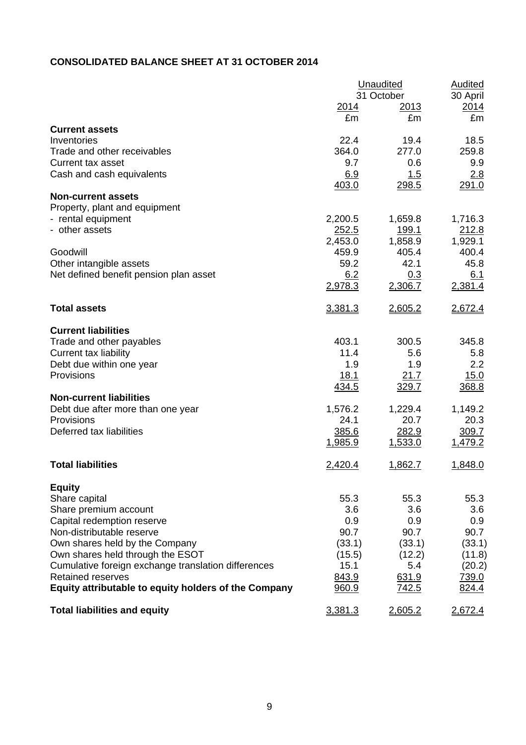## CONSOLIDATED BALANCE SHEET AT 31 OCTOBER 2014

| | Unaudited 31 October 2014 | Unaudited 31 October 2013 | Audited 30 April 2014 |
|---|---|---|---|
| | £m | £m | £m |
| **Current assets** | | | |
| Inventories | 22.4 | 19.4 | 18.5 |
| Trade and other receivables | 364.0 | 277.0 | 259.8 |
| Current tax asset | 9.7 | 0.6 | 9.9 |
| Cash and cash equivalents | 6.9 | 1.5 | 2.8 |
| | 403.0 | 298.5 | 291.0 |
| **Non-current assets** | | | |
| Property, plant and equipment | | | |
| - rental equipment | 2,200.5 | 1,659.8 | 1,716.3 |
| - other assets | 252.5 | 199.1 | 212.8 |
| | 2,453.0 | 1,858.9 | 1,929.1 |
| Goodwill | 459.9 | 405.4 | 400.4 |
| Other intangible assets | 59.2 | 42.1 | 45.8 |
| Net defined benefit pension plan asset | 6.2 | 0.3 | 6.1 |
| | 2,978.3 | 2,306.7 | 2,381.4 |
| **Total assets** | 3,381.3 | 2,605.2 | 2,672.4 |
| **Current liabilities** | | | |
| Trade and other payables | 403.1 | 300.5 | 345.8 |
| Current tax liability | 11.4 | 5.6 | 5.8 |
| Debt due within one year | 1.9 | 1.9 | 2.2 |
| Provisions | 18.1 | 21.7 | 15.0 |
| | 434.5 | 329.7 | 368.8 |
| **Non-current liabilities** | | | |
| Debt due after more than one year | 1,576.2 | 1,229.4 | 1,149.2 |
| Provisions | 24.1 | 20.7 | 20.3 |
| Deferred tax liabilities | 385.6 | 282.9 | 309.7 |
| | 1,985.9 | 1,533.0 | 1,479.2 |
| **Total liabilities** | 2,420.4 | 1,862.7 | 1,848.0 |
| **Equity** | | | |
| Share capital | 55.3 | 55.3 | 55.3 |
| Share premium account | 3.6 | 3.6 | 3.6 |
| Capital redemption reserve | 0.9 | 0.9 | 0.9 |
| Non-distributable reserve | 90.7 | 90.7 | 90.7 |
| Own shares held by the Company | (33.1) | (33.1) | (33.1) |
| Own shares held through the ESOT | (15.5) | (12.2) | (11.8) |
| Cumulative foreign exchange translation differences | 15.1 | 5.4 | (20.2) |
| Retained reserves | 843.9 | 631.9 | 739.0 |
| **Equity attributable to equity holders of the Company** | 960.9 | 742.5 | 824.4 |
| **Total liabilities and equity** | 3,381.3 | 2,605.2 | 2,672.4 |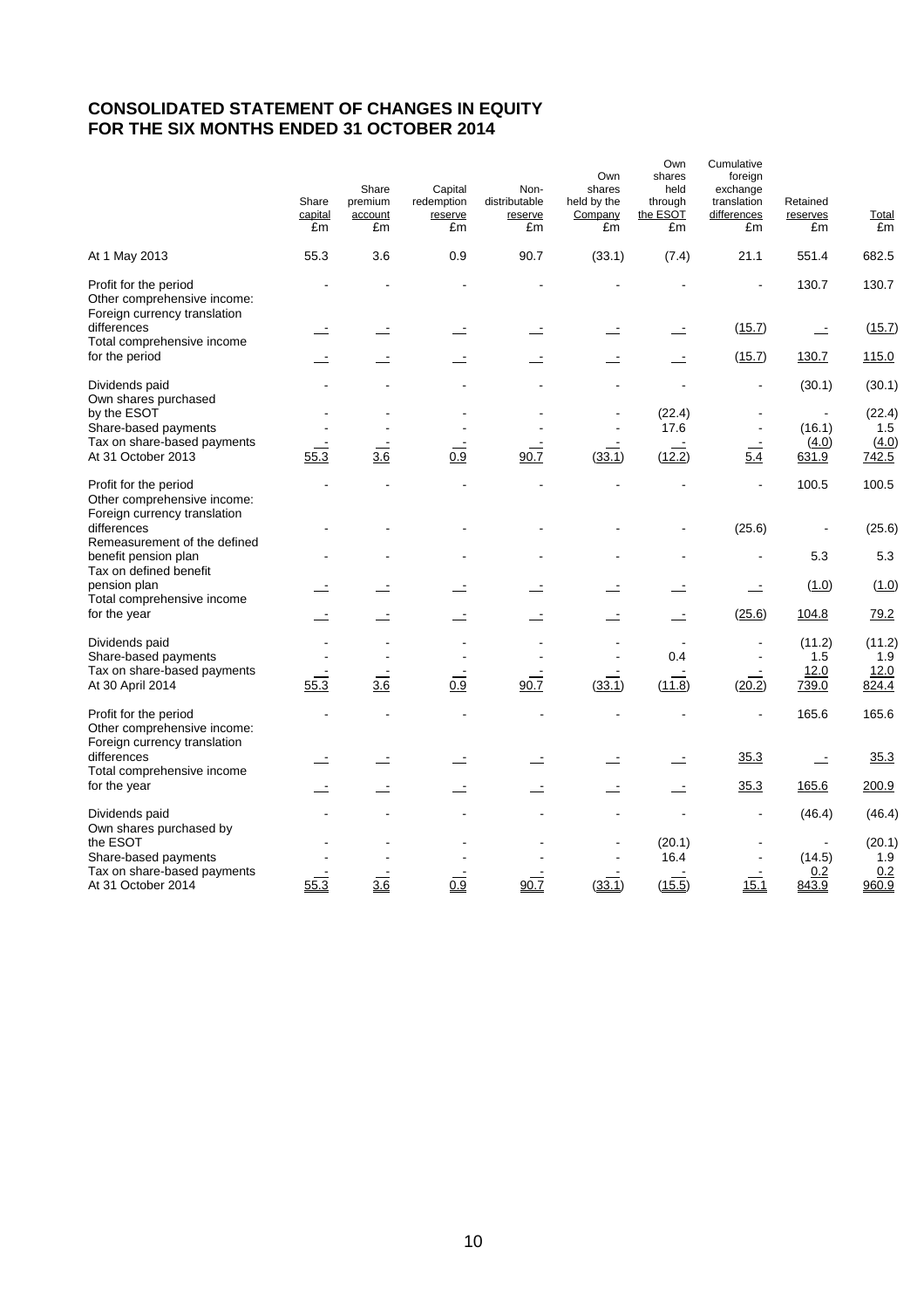# CONSOLIDATED STATEMENT OF CHANGES IN EQUITY
# FOR THE SIX MONTHS ENDED 31 OCTOBER 2014

| | Share capital £m | Share premium account £m | Capital redemption reserve £m | Non-distributable reserve £m | Own shares held by the Company £m | Own shares held through the ESOT £m | Cumulative foreign exchange translation differences £m | Retained reserves £m | Total £m |
|---|---|---|---|---|---|---|---|---|---|
| At 1 May 2013 | 55.3 | 3.6 | 0.9 | 90.7 | (33.1) | (7.4) | 21.1 | 551.4 | 682.5 |
| Profit for the period | - | - | - | - | - | - | - | 130.7 | 130.7 |
| Other comprehensive income: | | | | | | | | | |
| Foreign currency translation differences | - | - | - | - | - | - | (15.7) | - | (15.7) |
| Total comprehensive income for the period | - | - | - | - | - | - | (15.7) | 130.7 | 115.0 |
| Dividends paid | - | - | - | - | - | - | - | (30.1) | (30.1) |
| Own shares purchased by the ESOT | - | - | - | - | - | (22.4) | - | - | (22.4) |
| Share-based payments | - | - | - | - | - | 17.6 | - | (16.1) | 1.5 |
| Tax on share-based payments | - | - | - | - | - | - | - | (4.0) | (4.0) |
| At 31 October 2013 | 55.3 | 3.6 | 0.9 | 90.7 | (33.1) | (12.2) | 5.4 | 631.9 | 742.5 |
| Profit for the period | - | - | - | - | - | - | - | 100.5 | 100.5 |
| Other comprehensive income: | | | | | | | | | |
| Foreign currency translation differences | - | - | - | - | - | - | (25.6) | - | (25.6) |
| Remeasurement of the defined benefit pension plan | - | - | - | - | - | - | - | 5.3 | 5.3 |
| Tax on defined benefit pension plan | - | - | - | - | - | - | - | (1.0) | (1.0) |
| Total comprehensive income for the year | - | - | - | - | - | - | (25.6) | 104.8 | 79.2 |
| Dividends paid | - | - | - | - | - | - | - | (11.2) | (11.2) |
| Share-based payments | - | - | - | - | - | 0.4 | - | 1.5 | 1.9 |
| Tax on share-based payments | - | - | - | - | - | - | - | 12.0 | 12.0 |
| At 30 April 2014 | 55.3 | 3.6 | 0.9 | 90.7 | (33.1) | (11.8) | (20.2) | 739.0 | 824.4 |
| Profit for the period | - | - | - | - | - | - | - | 165.6 | 165.6 |
| Other comprehensive income: | | | | | | | | | |
| Foreign currency translation differences | - | - | - | - | - | - | 35.3 | - | 35.3 |
| Total comprehensive income for the year | - | - | - | - | - | - | 35.3 | 165.6 | 200.9 |
| Dividends paid | - | - | - | - | - | - | - | (46.4) | (46.4) |
| Own shares purchased by the ESOT | - | - | - | - | - | (20.1) | - | - | (20.1) |
| Share-based payments | - | - | - | - | - | 16.4 | - | (14.5) | 1.9 |
| Tax on share-based payments | - | - | - | - | - | - | - | 0.2 | 0.2 |
| At 31 October 2014 | 55.3 | 3.6 | 0.9 | 90.7 | (33.1) | (15.5) | 15.1 | 843.9 | 960.9 |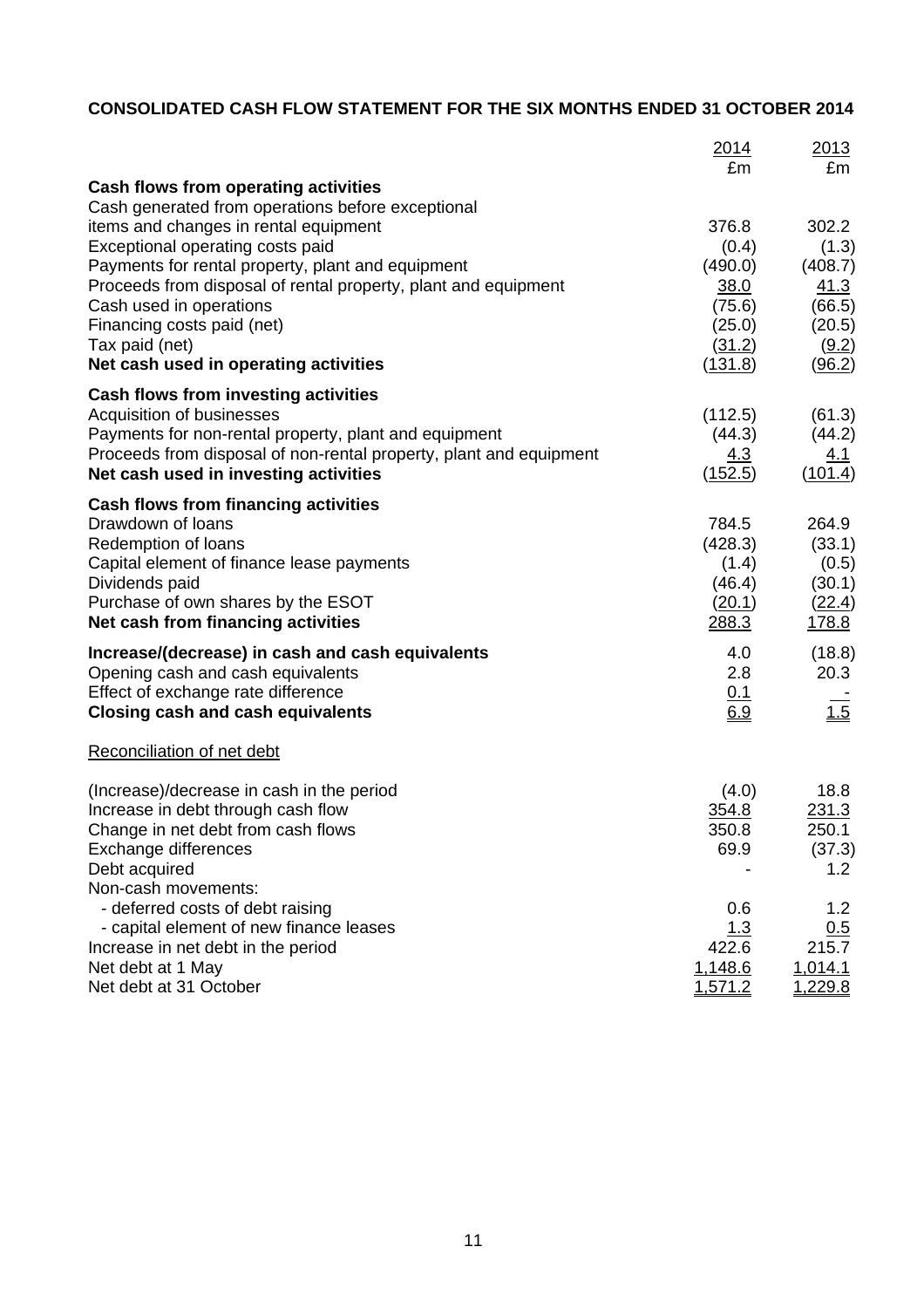## CONSOLIDATED CASH FLOW STATEMENT FOR THE SIX MONTHS ENDED 31 OCTOBER 2014

| | 2014 | 2013 |
|---|---|---|
| | £m | £m |
| **Cash flows from operating activities** | | |
| Cash generated from operations before exceptional items and changes in rental equipment | 376.8 | 302.2 |
| Exceptional operating costs paid | (0.4) | (1.3) |
| Payments for rental property, plant and equipment | (490.0) | (408.7) |
| Proceeds from disposal of rental property, plant and equipment | 38.0 | 41.3 |
| Cash used in operations | (75.6) | (66.5) |
| Financing costs paid (net) | (25.0) | (20.5) |
| Tax paid (net) | (31.2) | (9.2) |
| **Net cash used in operating activities** | (131.8) | (96.2) |
| **Cash flows from investing activities** | | |
| Acquisition of businesses | (112.5) | (61.3) |
| Payments for non-rental property, plant and equipment | (44.3) | (44.2) |
| Proceeds from disposal of non-rental property, plant and equipment | 4.3 | 4.1 |
| **Net cash used in investing activities** | (152.5) | (101.4) |
| **Cash flows from financing activities** | | |
| Drawdown of loans | 784.5 | 264.9 |
| Redemption of loans | (428.3) | (33.1) |
| Capital element of finance lease payments | (1.4) | (0.5) |
| Dividends paid | (46.4) | (30.1) |
| Purchase of own shares by the ESOT | (20.1) | (22.4) |
| **Net cash from financing activities** | 288.3 | 178.8 |
| **Increase/(decrease) in cash and cash equivalents** | 4.0 | (18.8) |
| Opening cash and cash equivalents | 2.8 | 20.3 |
| Effect of exchange rate difference | 0.1 | - |
| **Closing cash and cash equivalents** | 6.9 | 1.5 |

Reconciliation of net debt

| | 2014 | 2013 |
|---|---|---|
| (Increase)/decrease in cash in the period | (4.0) | 18.8 |
| Increase in debt through cash flow | 354.8 | 231.3 |
| Change in net debt from cash flows | 350.8 | 250.1 |
| Exchange differences | 69.9 | (37.3) |
| Debt acquired | - | 1.2 |
| Non-cash movements: | | |
| - deferred costs of debt raising | 0.6 | 1.2 |
| - capital element of new finance leases | 1.3 | 0.5 |
| Increase in net debt in the period | 422.6 | 215.7 |
| Net debt at 1 May | 1,148.6 | 1,014.1 |
| Net debt at 31 October | 1,571.2 | 1,229.8 |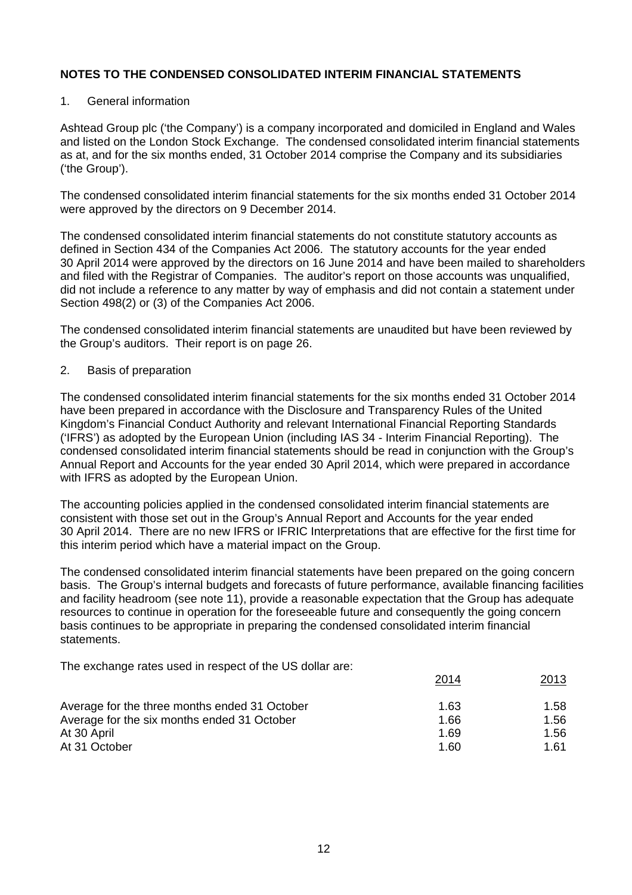## NOTES TO THE CONDENSED CONSOLIDATED INTERIM FINANCIAL STATEMENTS

1. General information

Ashtead Group plc ('the Company') is a company incorporated and domiciled in England and Wales and listed on the London Stock Exchange. The condensed consolidated interim financial statements as at, and for the six months ended, 31 October 2014 comprise the Company and its subsidiaries ('the Group').

The condensed consolidated interim financial statements for the six months ended 31 October 2014 were approved by the directors on 9 December 2014.

The condensed consolidated interim financial statements do not constitute statutory accounts as defined in Section 434 of the Companies Act 2006. The statutory accounts for the year ended 30 April 2014 were approved by the directors on 16 June 2014 and have been mailed to shareholders and filed with the Registrar of Companies. The auditor's report on those accounts was unqualified, did not include a reference to any matter by way of emphasis and did not contain a statement under Section 498(2) or (3) of the Companies Act 2006.

The condensed consolidated interim financial statements are unaudited but have been reviewed by the Group's auditors. Their report is on page 26.

2. Basis of preparation

The condensed consolidated interim financial statements for the six months ended 31 October 2014 have been prepared in accordance with the Disclosure and Transparency Rules of the United Kingdom's Financial Conduct Authority and relevant International Financial Reporting Standards ('IFRS') as adopted by the European Union (including IAS 34 - Interim Financial Reporting). The condensed consolidated interim financial statements should be read in conjunction with the Group's Annual Report and Accounts for the year ended 30 April 2014, which were prepared in accordance with IFRS as adopted by the European Union.

The accounting policies applied in the condensed consolidated interim financial statements are consistent with those set out in the Group's Annual Report and Accounts for the year ended 30 April 2014. There are no new IFRS or IFRIC Interpretations that are effective for the first time for this interim period which have a material impact on the Group.

The condensed consolidated interim financial statements have been prepared on the going concern basis. The Group's internal budgets and forecasts of future performance, available financing facilities and facility headroom (see note 11), provide a reasonable expectation that the Group has adequate resources to continue in operation for the foreseeable future and consequently the going concern basis continues to be appropriate in preparing the condensed consolidated interim financial statements.

The exchange rates used in respect of the US dollar are:

| | 2014 | 2013 |
|---|---|---|
| Average for the three months ended 31 October | 1.63 | 1.58 |
| Average for the six months ended 31 October | 1.66 | 1.56 |
| At 30 April | 1.69 | 1.56 |
| At 31 October | 1.60 | 1.61 |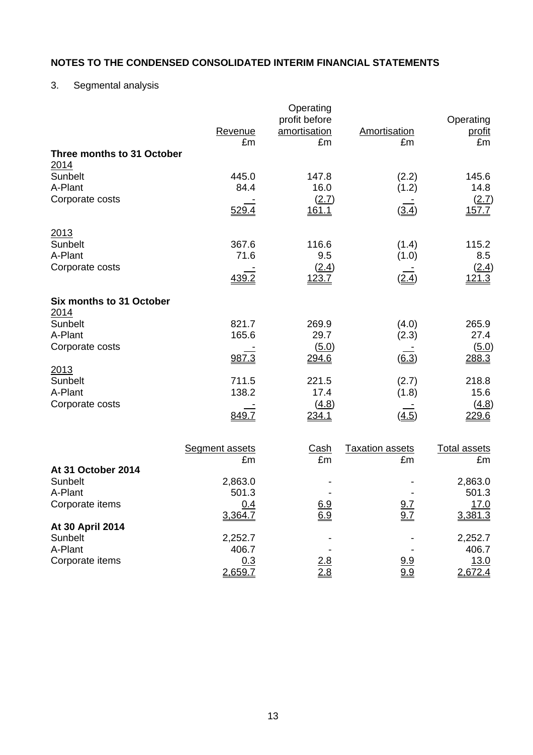## NOTES TO THE CONDENSED CONSOLIDATED INTERIM FINANCIAL STATEMENTS

3. Segmental analysis

| | Revenue £m | Operating profit before amortisation £m | Amortisation £m | Operating profit £m |
|---|---|---|---|---|
| **Three months to 31 October** | | | | |
| 2014 | | | | |
| Sunbelt | 445.0 | 147.8 | (2.2) | 145.6 |
| A-Plant | 84.4 | 16.0 | (1.2) | 14.8 |
| Corporate costs | - | (2.7) | - | (2.7) |
| | 529.4 | 161.1 | (3.4) | 157.7 |
| 2013 | | | | |
| Sunbelt | 367.6 | 116.6 | (1.4) | 115.2 |
| A-Plant | 71.6 | 9.5 | (1.0) | 8.5 |
| Corporate costs | - | (2.4) | - | (2.4) |
| | 439.2 | 123.7 | (2.4) | 121.3 |
| **Six months to 31 October** | | | | |
| 2014 | | | | |
| Sunbelt | 821.7 | 269.9 | (4.0) | 265.9 |
| A-Plant | 165.6 | 29.7 | (2.3) | 27.4 |
| Corporate costs | - | (5.0) | - | (5.0) |
| | 987.3 | 294.6 | (6.3) | 288.3 |
| 2013 | | | | |
| Sunbelt | 711.5 | 221.5 | (2.7) | 218.8 |
| A-Plant | 138.2 | 17.4 | (1.8) | 15.6 |
| Corporate costs | - | (4.8) | - | (4.8) |
| | 849.7 | 234.1 | (4.5) | 229.6 |

| | Segment assets £m | Cash £m | Taxation assets £m | Total assets £m |
|---|---|---|---|---|
| **At 31 October 2014** | | | | |
| Sunbelt | 2,863.0 | - | - | 2,863.0 |
| A-Plant | 501.3 | - | - | 501.3 |
| Corporate items | 0.4 | 6.9 | 9.7 | 17.0 |
| | 3,364.7 | 6.9 | 9.7 | 3,381.3 |
| **At 30 April 2014** | | | | |
| Sunbelt | 2,252.7 | - | - | 2,252.7 |
| A-Plant | 406.7 | - | - | 406.7 |
| Corporate items | 0.3 | 2.8 | 9.9 | 13.0 |
| | 2,659.7 | 2.8 | 9.9 | 2,672.4 |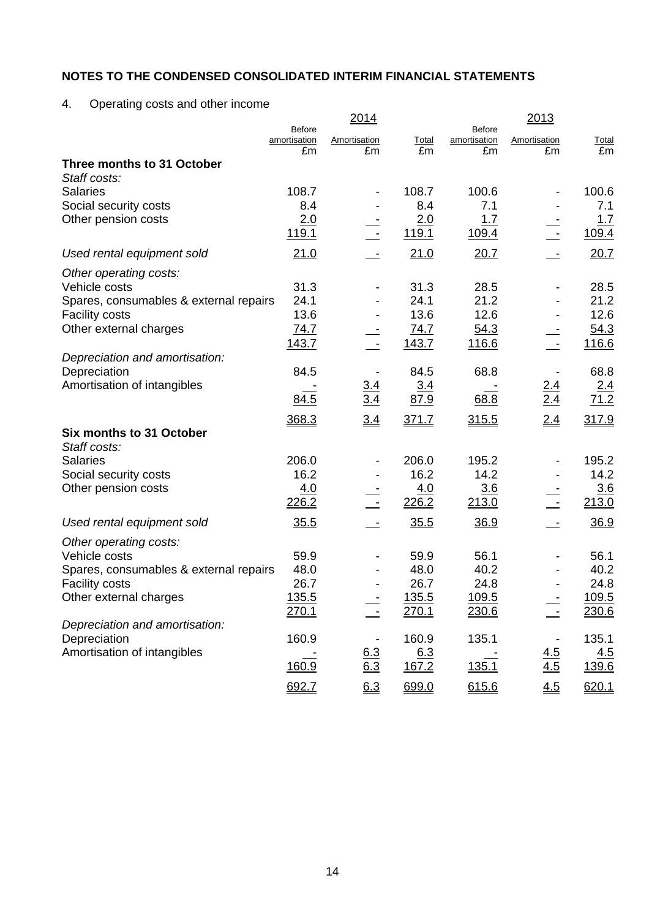## NOTES TO THE CONDENSED CONSOLIDATED INTERIM FINANCIAL STATEMENTS

4. Operating costs and other income

| | 2014 | | | 2013 | | |
|---|---|---|---|---|---|---|
| | Before amortisation £m | Amortisation £m | Total £m | Before amortisation £m | Amortisation £m | Total £m |
| **Three months to 31 October** | | | | | | |
| *Staff costs:* | | | | | | |
| Salaries | 108.7 | - | 108.7 | 100.6 | - | 100.6 |
| Social security costs | 8.4 | - | 8.4 | 7.1 | - | 7.1 |
| Other pension costs | 2.0 | - | 2.0 | 1.7 | - | 1.7 |
| | 119.1 | - | 119.1 | 109.4 | - | 109.4 |
| *Used rental equipment sold* | 21.0 | - | 21.0 | 20.7 | - | 20.7 |
| *Other operating costs:* | | | | | | |
| Vehicle costs | 31.3 | - | 31.3 | 28.5 | - | 28.5 |
| Spares, consumables & external repairs | 24.1 | - | 24.1 | 21.2 | - | 21.2 |
| Facility costs | 13.6 | - | 13.6 | 12.6 | - | 12.6 |
| Other external charges | 74.7 | - | 74.7 | 54.3 | - | 54.3 |
| | 143.7 | - | 143.7 | 116.6 | - | 116.6 |
| *Depreciation and amortisation:* | | | | | | |
| Depreciation | 84.5 | - | 84.5 | 68.8 | - | 68.8 |
| Amortisation of intangibles | - | 3.4 | 3.4 | - | 2.4 | 2.4 |
| | 84.5 | 3.4 | 87.9 | 68.8 | 2.4 | 71.2 |
| | 368.3 | 3.4 | 371.7 | 315.5 | 2.4 | 317.9 |
| **Six months to 31 October** | | | | | | |
| *Staff costs:* | | | | | | |
| Salaries | 206.0 | - | 206.0 | 195.2 | - | 195.2 |
| Social security costs | 16.2 | - | 16.2 | 14.2 | - | 14.2 |
| Other pension costs | 4.0 | - | 4.0 | 3.6 | - | 3.6 |
| | 226.2 | - | 226.2 | 213.0 | - | 213.0 |
| *Used rental equipment sold* | 35.5 | - | 35.5 | 36.9 | - | 36.9 |
| *Other operating costs:* | | | | | | |
| Vehicle costs | 59.9 | - | 59.9 | 56.1 | - | 56.1 |
| Spares, consumables & external repairs | 48.0 | - | 48.0 | 40.2 | - | 40.2 |
| Facility costs | 26.7 | - | 26.7 | 24.8 | - | 24.8 |
| Other external charges | 135.5 | - | 135.5 | 109.5 | - | 109.5 |
| | 270.1 | - | 270.1 | 230.6 | - | 230.6 |
| *Depreciation and amortisation:* | | | | | | |
| Depreciation | 160.9 | - | 160.9 | 135.1 | - | 135.1 |
| Amortisation of intangibles | - | 6.3 | 6.3 | - | 4.5 | 4.5 |
| | 160.9 | 6.3 | 167.2 | 135.1 | 4.5 | 139.6 |
| | 692.7 | 6.3 | 699.0 | 615.6 | 4.5 | 620.1 |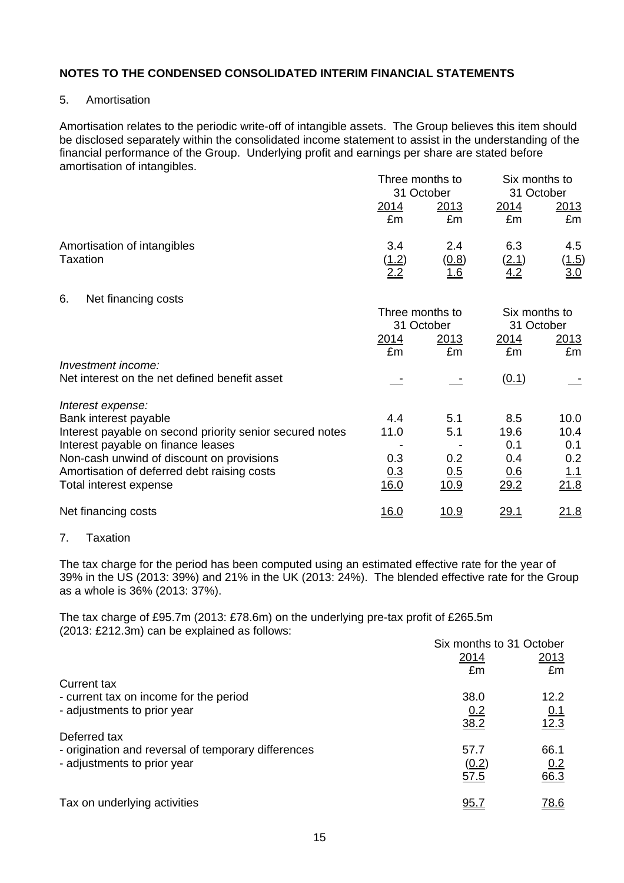## NOTES TO THE CONDENSED CONSOLIDATED INTERIM FINANCIAL STATEMENTS

### 5. Amortisation

Amortisation relates to the periodic write-off of intangible assets. The Group believes this item should be disclosed separately within the consolidated income statement to assist in the understanding of the financial performance of the Group. Underlying profit and earnings per share are stated before amortisation of intangibles.

| | Three months to 31 October | | Six months to 31 October | |
|---|---|---|---|---|
| | 2014 | 2013 | 2014 | 2013 |
| | £m | £m | £m | £m |
| Amortisation of intangibles | 3.4 | 2.4 | 6.3 | 4.5 |
| Taxation | (1.2) | (0.8) | (2.1) | (1.5) |
| | 2.2 | 1.6 | 4.2 | 3.0 |

### 6. Net financing costs

| | Three months to 31 October | | Six months to 31 October | |
|---|---|---|---|---|
| | 2014 | 2013 | 2014 | 2013 |
| | £m | £m | £m | £m |
| *Investment income:* | | | | |
| Net interest on the net defined benefit asset | - | - | (0.1) | - |
| *Interest expense:* | | | | |
| Bank interest payable | 4.4 | 5.1 | 8.5 | 10.0 |
| Interest payable on second priority senior secured notes | 11.0 | 5.1 | 19.6 | 10.4 |
| Interest payable on finance leases | - | - | 0.1 | 0.1 |
| Non-cash unwind of discount on provisions | 0.3 | 0.2 | 0.4 | 0.2 |
| Amortisation of deferred debt raising costs | 0.3 | 0.5 | 0.6 | 1.1 |
| Total interest expense | 16.0 | 10.9 | 29.2 | 21.8 |
| Net financing costs | 16.0 | 10.9 | 29.1 | 21.8 |

### 7. Taxation

The tax charge for the period has been computed using an estimated effective rate for the year of 39% in the US (2013: 39%) and 21% in the UK (2013: 24%). The blended effective rate for the Group as a whole is 36% (2013: 37%).

The tax charge of £95.7m (2013: £78.6m) on the underlying pre-tax profit of £265.5m (2013: £212.3m) can be explained as follows:

| | Six months to 31 October | |
|---|---|---|
| | 2014 | 2013 |
| | £m | £m |
| Current tax | | |
| - current tax on income for the period | 38.0 | 12.2 |
| - adjustments to prior year | 0.2 | 0.1 |
| | 38.2 | 12.3 |
| Deferred tax | | |
| - origination and reversal of temporary differences | 57.7 | 66.1 |
| - adjustments to prior year | (0.2) | 0.2 |
| | 57.5 | 66.3 |
| Tax on underlying activities | 95.7 | 78.6 |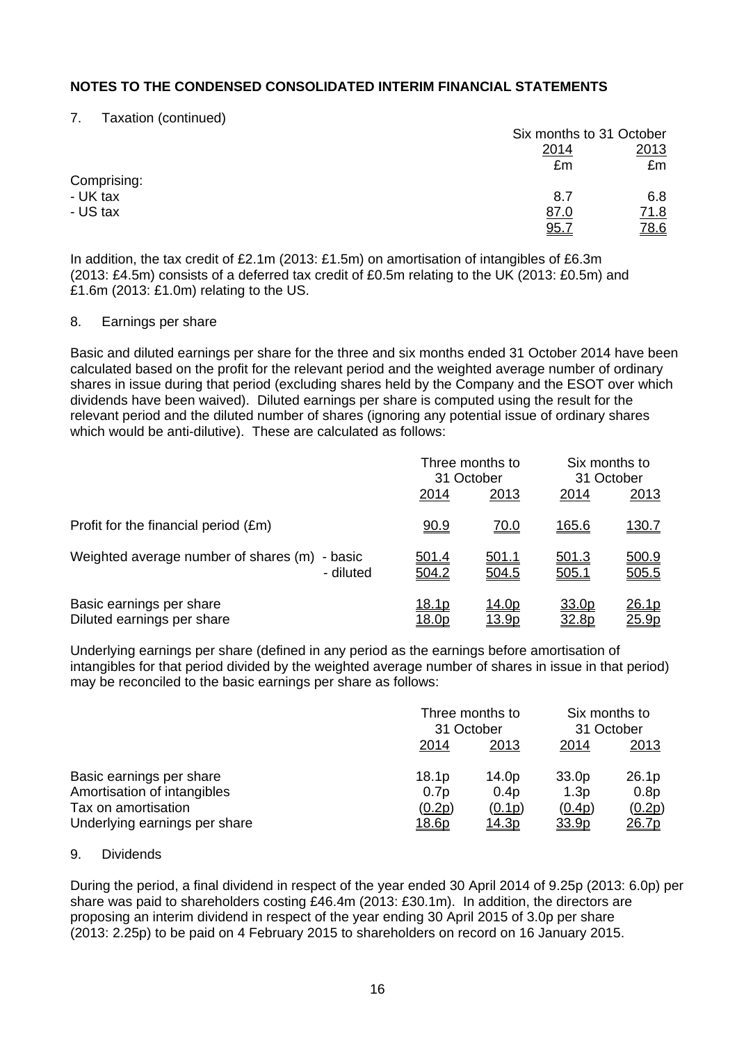## NOTES TO THE CONDENSED CONSOLIDATED INTERIM FINANCIAL STATEMENTS

7. Taxation (continued)

| | Six months to 31 October | |
|---|---|---|
| | 2014 | 2013 |
| | £m | £m |
| Comprising: | | |
| - UK tax | 8.7 | 6.8 |
| - US tax | 87.0 | 71.8 |
| | 95.7 | 78.6 |

In addition, the tax credit of £2.1m (2013: £1.5m) on amortisation of intangibles of £6.3m (2013: £4.5m) consists of a deferred tax credit of £0.5m relating to the UK (2013: £0.5m) and £1.6m (2013: £1.0m) relating to the US.

8. Earnings per share

Basic and diluted earnings per share for the three and six months ended 31 October 2014 have been calculated based on the profit for the relevant period and the weighted average number of ordinary shares in issue during that period (excluding shares held by the Company and the ESOT over which dividends have been waived). Diluted earnings per share is computed using the result for the relevant period and the diluted number of shares (ignoring any potential issue of ordinary shares which would be anti-dilutive). These are calculated as follows:

| | Three months to 31 October | | Six months to 31 October | |
|---|---|---|---|---|
| | 2014 | 2013 | 2014 | 2013 |
| Profit for the financial period (£m) | 90.9 | 70.0 | 165.6 | 130.7 |
| Weighted average number of shares (m) - basic | 501.4 | 501.1 | 501.3 | 500.9 |
| - diluted | 504.2 | 504.5 | 505.1 | 505.5 |
| Basic earnings per share | 18.1p | 14.0p | 33.0p | 26.1p |
| Diluted earnings per share | 18.0p | 13.9p | 32.8p | 25.9p |

Underlying earnings per share (defined in any period as the earnings before amortisation of intangibles for that period divided by the weighted average number of shares in issue in that period) may be reconciled to the basic earnings per share as follows:

| | Three months to 31 October | | Six months to 31 October | |
|---|---|---|---|---|
| | 2014 | 2013 | 2014 | 2013 |
| Basic earnings per share | 18.1p | 14.0p | 33.0p | 26.1p |
| Amortisation of intangibles | 0.7p | 0.4p | 1.3p | 0.8p |
| Tax on amortisation | (0.2p) | (0.1p) | (0.4p) | (0.2p) |
| Underlying earnings per share | 18.6p | 14.3p | 33.9p | 26.7p |

9. Dividends

During the period, a final dividend in respect of the year ended 30 April 2014 of 9.25p (2013: 6.0p) per share was paid to shareholders costing £46.4m (2013: £30.1m). In addition, the directors are proposing an interim dividend in respect of the year ending 30 April 2015 of 3.0p per share (2013: 2.25p) to be paid on 4 February 2015 to shareholders on record on 16 January 2015.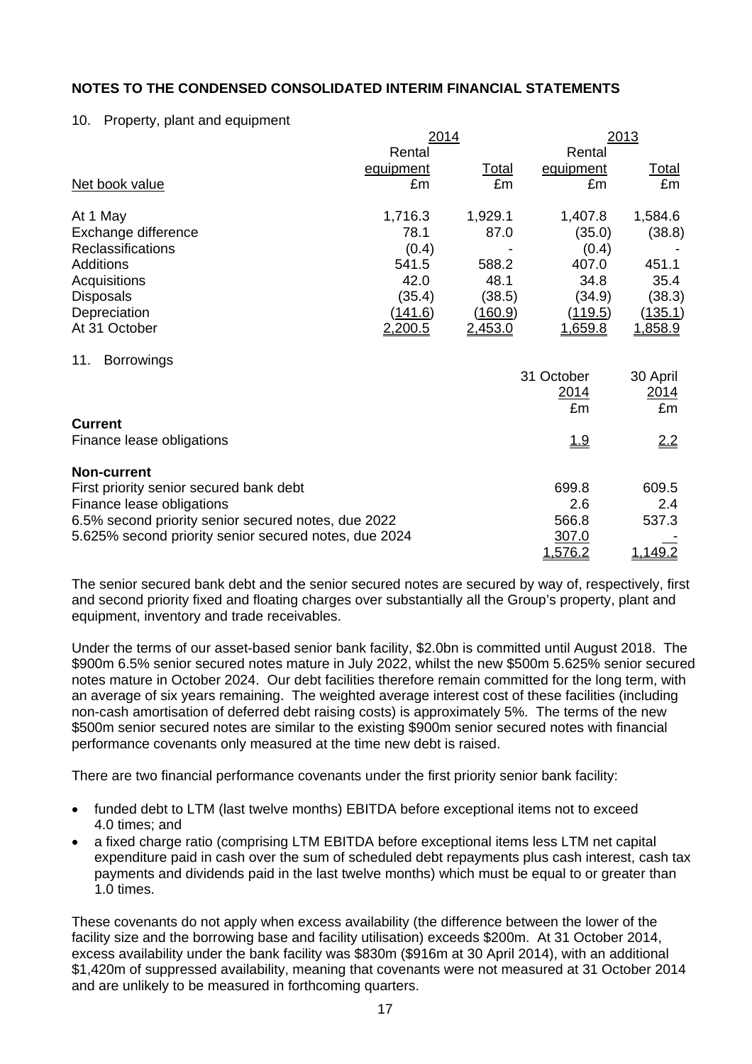**NOTES TO THE CONDENSED CONSOLIDATED INTERIM FINANCIAL STATEMENTS**

10. Property, plant and equipment

| | 2014 | | 2013 | |
|---|---|---|---|---|
| | Rental equipment | Total | Rental equipment | Total |
| Net book value | £m | £m | £m | £m |
| At 1 May | 1,716.3 | 1,929.1 | 1,407.8 | 1,584.6 |
| Exchange difference | 78.1 | 87.0 | (35.0) | (38.8) |
| Reclassifications | (0.4) | - | (0.4) | - |
| Additions | 541.5 | 588.2 | 407.0 | 451.1 |
| Acquisitions | 42.0 | 48.1 | 34.8 | 35.4 |
| Disposals | (35.4) | (38.5) | (34.9) | (38.3) |
| Depreciation | (141.6) | (160.9) | (119.5) | (135.1) |
| At 31 October | 2,200.5 | 2,453.0 | 1,659.8 | 1,858.9 |

11. Borrowings

| | 31 October 2014 | 30 April 2014 |
|---|---|---|
| | £m | £m |
| **Current** | | |
| Finance lease obligations | 1.9 | 2.2 |
| **Non-current** | | |
| First priority senior secured bank debt | 699.8 | 609.5 |
| Finance lease obligations | 2.6 | 2.4 |
| 6.5% second priority senior secured notes, due 2022 | 566.8 | 537.3 |
| 5.625% second priority senior secured notes, due 2024 | 307.0 | - |
| | 1,576.2 | 1,149.2 |

The senior secured bank debt and the senior secured notes are secured by way of, respectively, first and second priority fixed and floating charges over substantially all the Group's property, plant and equipment, inventory and trade receivables.

Under the terms of our asset-based senior bank facility, $2.0bn is committed until August 2018. The $900m 6.5% senior secured notes mature in July 2022, whilst the new $500m 5.625% senior secured notes mature in October 2024. Our debt facilities therefore remain committed for the long term, with an average of six years remaining. The weighted average interest cost of these facilities (including non-cash amortisation of deferred debt raising costs) is approximately 5%. The terms of the new $500m senior secured notes are similar to the existing $900m senior secured notes with financial performance covenants only measured at the time new debt is raised.

There are two financial performance covenants under the first priority senior bank facility:

- funded debt to LTM (last twelve months) EBITDA before exceptional items not to exceed 4.0 times; and
- a fixed charge ratio (comprising LTM EBITDA before exceptional items less LTM net capital expenditure paid in cash over the sum of scheduled debt repayments plus cash interest, cash tax payments and dividends paid in the last twelve months) which must be equal to or greater than 1.0 times.

These covenants do not apply when excess availability (the difference between the lower of the facility size and the borrowing base and facility utilisation) exceeds $200m. At 31 October 2014, excess availability under the bank facility was $830m ($916m at 30 April 2014), with an additional $1,420m of suppressed availability, meaning that covenants were not measured at 31 October 2014 and are unlikely to be measured in forthcoming quarters.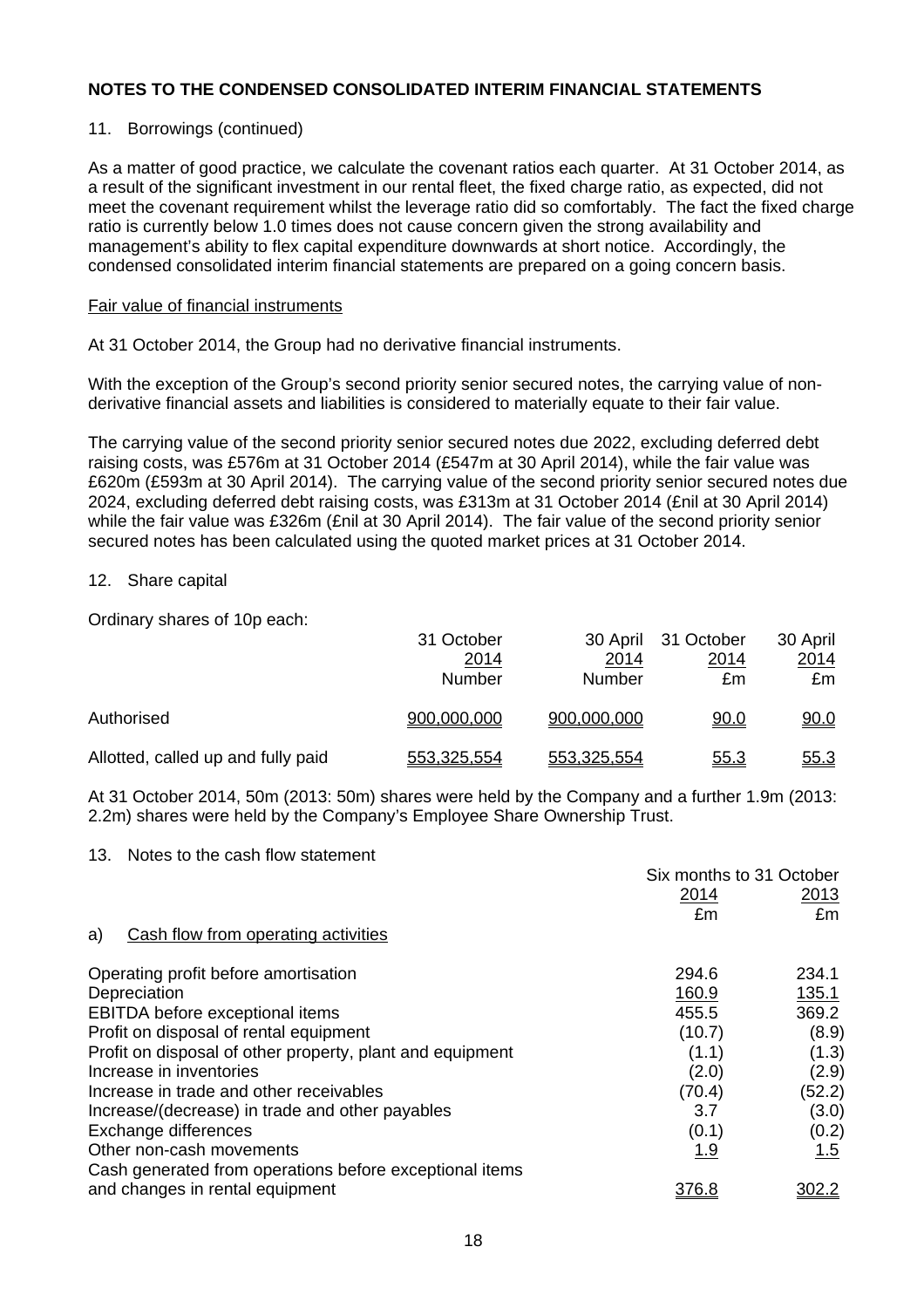## NOTES TO THE CONDENSED CONSOLIDATED INTERIM FINANCIAL STATEMENTS

11. Borrowings (continued)

As a matter of good practice, we calculate the covenant ratios each quarter. At 31 October 2014, as a result of the significant investment in our rental fleet, the fixed charge ratio, as expected, did not meet the covenant requirement whilst the leverage ratio did so comfortably. The fact the fixed charge ratio is currently below 1.0 times does not cause concern given the strong availability and management's ability to flex capital expenditure downwards at short notice. Accordingly, the condensed consolidated interim financial statements are prepared on a going concern basis.

Fair value of financial instruments

At 31 October 2014, the Group had no derivative financial instruments.

With the exception of the Group's second priority senior secured notes, the carrying value of non-derivative financial assets and liabilities is considered to materially equate to their fair value.

The carrying value of the second priority senior secured notes due 2022, excluding deferred debt raising costs, was £576m at 31 October 2014 (£547m at 30 April 2014), while the fair value was £620m (£593m at 30 April 2014). The carrying value of the second priority senior secured notes due 2024, excluding deferred debt raising costs, was £313m at 31 October 2014 (£nil at 30 April 2014) while the fair value was £326m (£nil at 30 April 2014). The fair value of the second priority senior secured notes has been calculated using the quoted market prices at 31 October 2014.

12. Share capital

Ordinary shares of 10p each:

| | 31 October 2014 Number | 30 April 2014 Number | 31 October 2014 £m | 30 April 2014 £m |
|---|---|---|---|---|
| Authorised | 900,000,000 | 900,000,000 | 90.0 | 90.0 |
| Allotted, called up and fully paid | 553,325,554 | 553,325,554 | 55.3 | 55.3 |

At 31 October 2014, 50m (2013: 50m) shares were held by the Company and a further 1.9m (2013: 2.2m) shares were held by the Company's Employee Share Ownership Trust.

13. Notes to the cash flow statement

| | Six months to 31 October | |
|---|---|---|
| | 2014 | 2013 |
| | £m | £m |
| a) Cash flow from operating activities | | |
| Operating profit before amortisation | 294.6 | 234.1 |
| Depreciation | 160.9 | 135.1 |
| EBITDA before exceptional items | 455.5 | 369.2 |
| Profit on disposal of rental equipment | (10.7) | (8.9) |
| Profit on disposal of other property, plant and equipment | (1.1) | (1.3) |
| Increase in inventories | (2.0) | (2.9) |
| Increase in trade and other receivables | (70.4) | (52.2) |
| Increase/(decrease) in trade and other payables | 3.7 | (3.0) |
| Exchange differences | (0.1) | (0.2) |
| Other non-cash movements | 1.9 | 1.5 |
| Cash generated from operations before exceptional items and changes in rental equipment | 376.8 | 302.2 |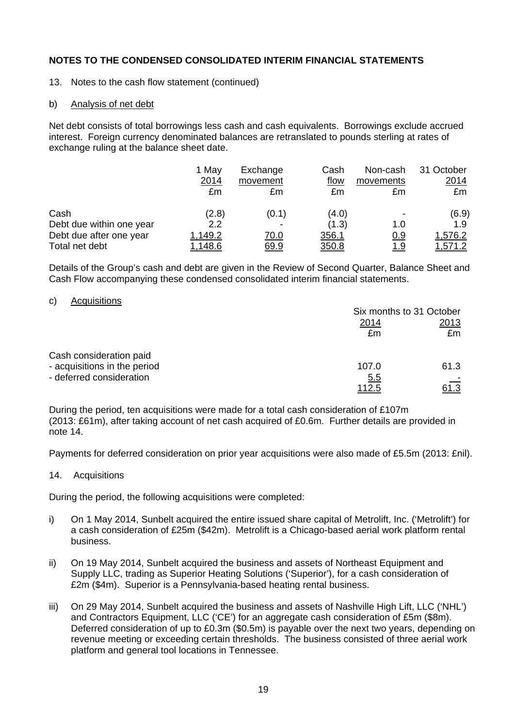**NOTES TO THE CONDENSED CONSOLIDATED INTERIM FINANCIAL STATEMENTS**

13. Notes to the cash flow statement (continued)

b) Analysis of net debt

Net debt consists of total borrowings less cash and cash equivalents. Borrowings exclude accrued interest. Foreign currency denominated balances are retranslated to pounds sterling at rates of exchange ruling at the balance sheet date.

| | 1 May 2014 £m | Exchange movement £m | Cash flow £m | Non-cash movements £m | 31 October 2014 £m |
|---|---|---|---|---|---|
| Cash | (2.8) | (0.1) | (4.0) | - | (6.9) |
| Debt due within one year | 2.2 | - | (1.3) | 1.0 | 1.9 |
| Debt due after one year | 1,149.2 | 70.0 | 356.1 | 0.9 | 1,576.2 |
| Total net debt | 1,148.6 | 69.9 | 350.8 | 1.9 | 1,571.2 |

Details of the Group's cash and debt are given in the Review of Second Quarter, Balance Sheet and Cash Flow accompanying these condensed consolidated interim financial statements.

c) Acquisitions

| | Six months to 31 October | |
|---|---|---|
| | 2014 £m | 2013 £m |
| Cash consideration paid | | |
| - acquisitions in the period | 107.0 | 61.3 |
| - deferred consideration | 5.5 | - |
| | 112.5 | 61.3 |

During the period, ten acquisitions were made for a total cash consideration of £107m (2013: £61m), after taking account of net cash acquired of £0.6m. Further details are provided in note 14.

Payments for deferred consideration on prior year acquisitions were also made of £5.5m (2013: £nil).

14. Acquisitions

During the period, the following acquisitions were completed:

i) On 1 May 2014, Sunbelt acquired the entire issued share capital of Metrolift, Inc. ('Metrolift') for a cash consideration of £25m ($42m). Metrolift is a Chicago-based aerial work platform rental business.

ii) On 19 May 2014, Sunbelt acquired the business and assets of Northeast Equipment and Supply LLC, trading as Superior Heating Solutions ('Superior'), for a cash consideration of £2m ($4m). Superior is a Pennsylvania-based heating rental business.

iii) On 29 May 2014, Sunbelt acquired the business and assets of Nashville High Lift, LLC ('NHL') and Contractors Equipment, LLC ('CE') for an aggregate cash consideration of £5m ($8m). Deferred consideration of up to £0.3m ($0.5m) is payable over the next two years, depending on revenue meeting or exceeding certain thresholds. The business consisted of three aerial work platform and general tool locations in Tennessee.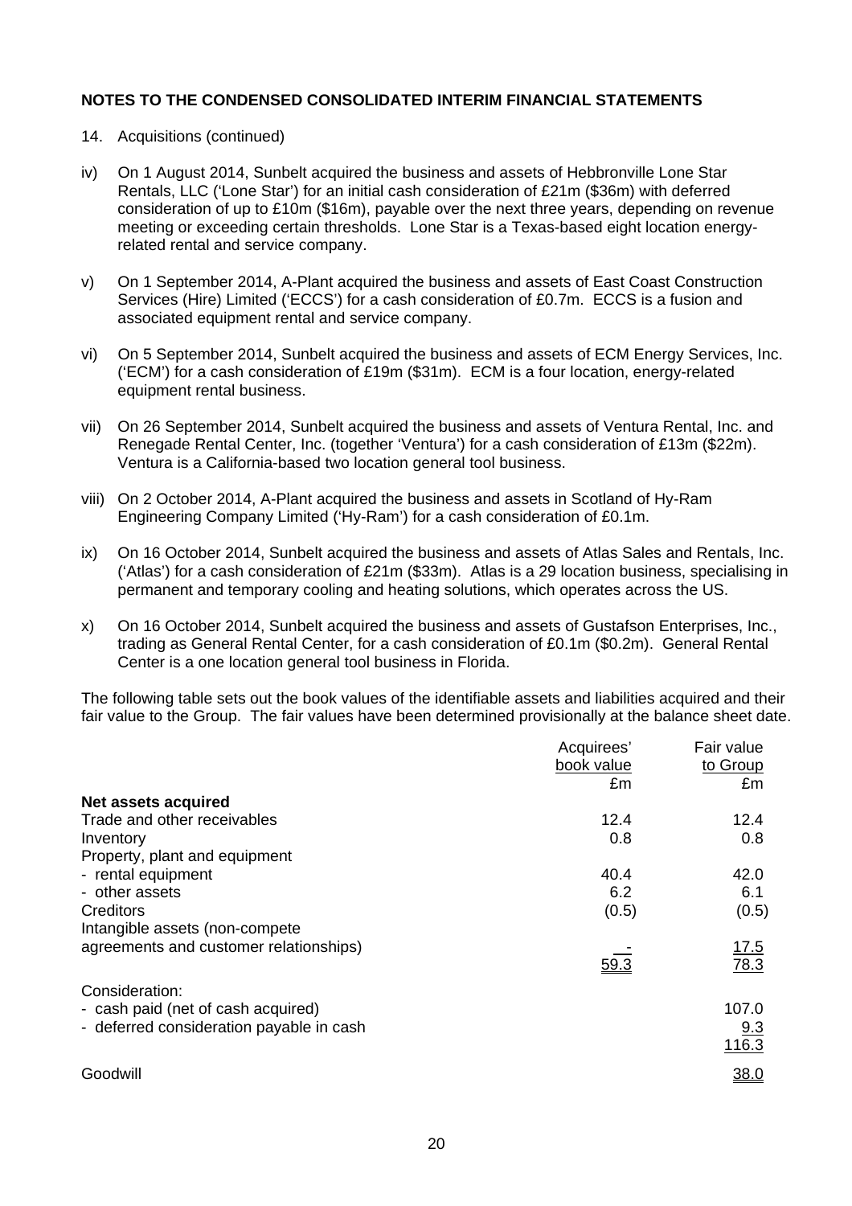## NOTES TO THE CONDENSED CONSOLIDATED INTERIM FINANCIAL STATEMENTS

14. Acquisitions (continued)

iv) On 1 August 2014, Sunbelt acquired the business and assets of Hebbronville Lone Star Rentals, LLC ('Lone Star') for an initial cash consideration of £21m ($36m) with deferred consideration of up to £10m ($16m), payable over the next three years, depending on revenue meeting or exceeding certain thresholds. Lone Star is a Texas-based eight location energy-related rental and service company.

v) On 1 September 2014, A-Plant acquired the business and assets of East Coast Construction Services (Hire) Limited ('ECCS') for a cash consideration of £0.7m. ECCS is a fusion and associated equipment rental and service company.

vi) On 5 September 2014, Sunbelt acquired the business and assets of ECM Energy Services, Inc. ('ECM') for a cash consideration of £19m ($31m). ECM is a four location, energy-related equipment rental business.

vii) On 26 September 2014, Sunbelt acquired the business and assets of Ventura Rental, Inc. and Renegade Rental Center, Inc. (together 'Ventura') for a cash consideration of £13m ($22m). Ventura is a California-based two location general tool business.

viii) On 2 October 2014, A-Plant acquired the business and assets in Scotland of Hy-Ram Engineering Company Limited ('Hy-Ram') for a cash consideration of £0.1m.

ix) On 16 October 2014, Sunbelt acquired the business and assets of Atlas Sales and Rentals, Inc. ('Atlas') for a cash consideration of £21m ($33m). Atlas is a 29 location business, specialising in permanent and temporary cooling and heating solutions, which operates across the US.

x) On 16 October 2014, Sunbelt acquired the business and assets of Gustafson Enterprises, Inc., trading as General Rental Center, for a cash consideration of £0.1m ($0.2m). General Rental Center is a one location general tool business in Florida.

The following table sets out the book values of the identifiable assets and liabilities acquired and their fair value to the Group. The fair values have been determined provisionally at the balance sheet date.

| | Acquirees' book value £m | Fair value to Group £m |
|---|---|---|
| **Net assets acquired** | | |
| Trade and other receivables | 12.4 | 12.4 |
| Inventory | 0.8 | 0.8 |
| Property, plant and equipment | | |
| - rental equipment | 40.4 | 42.0 |
| - other assets | 6.2 | 6.1 |
| Creditors | (0.5) | (0.5) |
| Intangible assets (non-compete agreements and customer relationships) | - | 17.5 |
| | 59.3 | 78.3 |
| Consideration: | | |
| - cash paid (net of cash acquired) | | 107.0 |
| - deferred consideration payable in cash | | 9.3 |
| | | 116.3 |
| Goodwill | | 38.0 |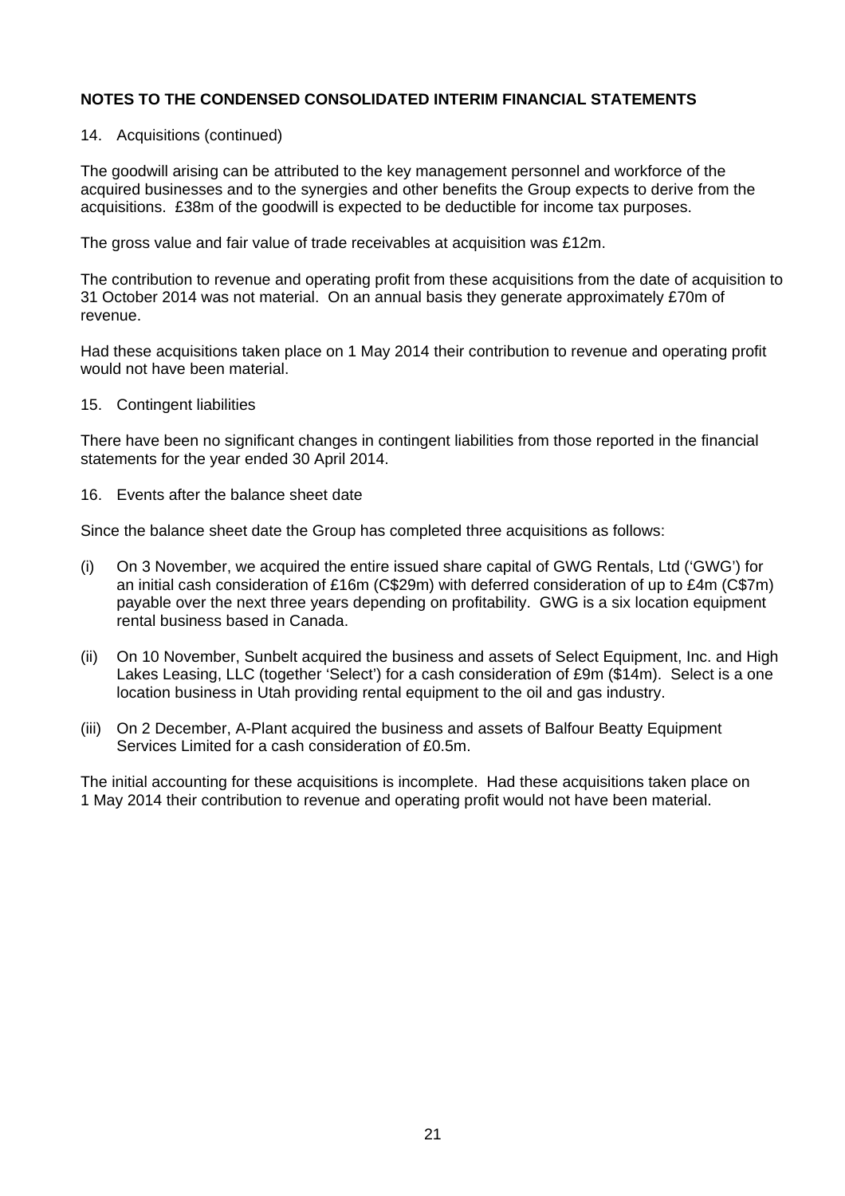## NOTES TO THE CONDENSED CONSOLIDATED INTERIM FINANCIAL STATEMENTS

14. Acquisitions (continued)

The goodwill arising can be attributed to the key management personnel and workforce of the acquired businesses and to the synergies and other benefits the Group expects to derive from the acquisitions. £38m of the goodwill is expected to be deductible for income tax purposes.

The gross value and fair value of trade receivables at acquisition was £12m.

The contribution to revenue and operating profit from these acquisitions from the date of acquisition to 31 October 2014 was not material. On an annual basis they generate approximately £70m of revenue.

Had these acquisitions taken place on 1 May 2014 their contribution to revenue and operating profit would not have been material.

15. Contingent liabilities

There have been no significant changes in contingent liabilities from those reported in the financial statements for the year ended 30 April 2014.

16. Events after the balance sheet date

Since the balance sheet date the Group has completed three acquisitions as follows:

(i) On 3 November, we acquired the entire issued share capital of GWG Rentals, Ltd ('GWG') for an initial cash consideration of £16m (C$29m) with deferred consideration of up to £4m (C$7m) payable over the next three years depending on profitability. GWG is a six location equipment rental business based in Canada.

(ii) On 10 November, Sunbelt acquired the business and assets of Select Equipment, Inc. and High Lakes Leasing, LLC (together 'Select') for a cash consideration of £9m ($14m). Select is a one location business in Utah providing rental equipment to the oil and gas industry.

(iii) On 2 December, A-Plant acquired the business and assets of Balfour Beatty Equipment Services Limited for a cash consideration of £0.5m.

The initial accounting for these acquisitions is incomplete. Had these acquisitions taken place on 1 May 2014 their contribution to revenue and operating profit would not have been material.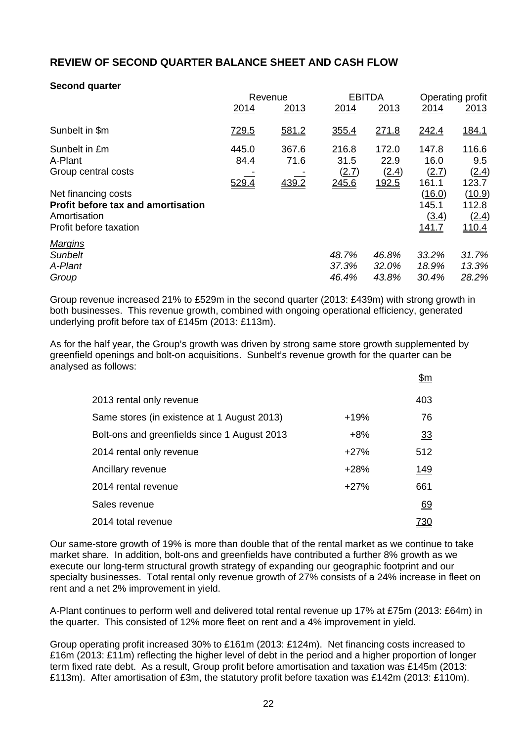## REVIEW OF SECOND QUARTER BALANCE SHEET AND CASH FLOW

**Second quarter**

| | Revenue | | EBITDA | | Operating profit | |
|---|---|---|---|---|---|---|
| | 2014 | 2013 | 2014 | 2013 | 2014 | 2013 |
| Sunbelt in $m | 729.5 | 581.2 | 355.4 | 271.8 | 242.4 | 184.1 |
| Sunbelt in £m | 445.0 | 367.6 | 216.8 | 172.0 | 147.8 | 116.6 |
| A-Plant | 84.4 | 71.6 | 31.5 | 22.9 | 16.0 | 9.5 |
| Group central costs | - | - | (2.7) | (2.4) | (2.7) | (2.4) |
| | 529.4 | 439.2 | 245.6 | 192.5 | 161.1 | 123.7 |
| Net financing costs | | | | | (16.0) | (10.9) |
| **Profit before tax and amortisation** | | | | | 145.1 | 112.8 |
| Amortisation | | | | | (3.4) | (2.4) |
| Profit before taxation | | | | | 141.7 | 110.4 |
| *Margins* | | | | | | |
| *Sunbelt* | | | *48.7%* | *46.8%* | *33.2%* | *31.7%* |
| *A-Plant* | | | *37.3%* | *32.0%* | *18.9%* | *13.3%* |
| *Group* | | | *46.4%* | *43.8%* | *30.4%* | *28.2%* |

Group revenue increased 21% to £529m in the second quarter (2013: £439m) with strong growth in both businesses. This revenue growth, combined with ongoing operational efficiency, generated underlying profit before tax of £145m (2013: £113m).

As for the half year, the Group's growth was driven by strong same store growth supplemented by greenfield openings and bolt-on acquisitions. Sunbelt's revenue growth for the quarter can be analysed as follows:

| | | $m |
|---|---|---|
| 2013 rental only revenue | | 403 |
| Same stores (in existence at 1 August 2013) | +19% | 76 |
| Bolt-ons and greenfields since 1 August 2013 | +8% | 33 |
| 2014 rental only revenue | +27% | 512 |
| Ancillary revenue | +28% | 149 |
| 2014 rental revenue | +27% | 661 |
| Sales revenue | | 69 |
| 2014 total revenue | | 730 |

Our same-store growth of 19% is more than double that of the rental market as we continue to take market share. In addition, bolt-ons and greenfields have contributed a further 8% growth as we execute our long-term structural growth strategy of expanding our geographic footprint and our specialty businesses. Total rental only revenue growth of 27% consists of a 24% increase in fleet on rent and a net 2% improvement in yield.

A-Plant continues to perform well and delivered total rental revenue up 17% at £75m (2013: £64m) in the quarter. This consisted of 12% more fleet on rent and a 4% improvement in yield.

Group operating profit increased 30% to £161m (2013: £124m). Net financing costs increased to £16m (2013: £11m) reflecting the higher level of debt in the period and a higher proportion of longer term fixed rate debt. As a result, Group profit before amortisation and taxation was £145m (2013: £113m). After amortisation of £3m, the statutory profit before taxation was £142m (2013: £110m).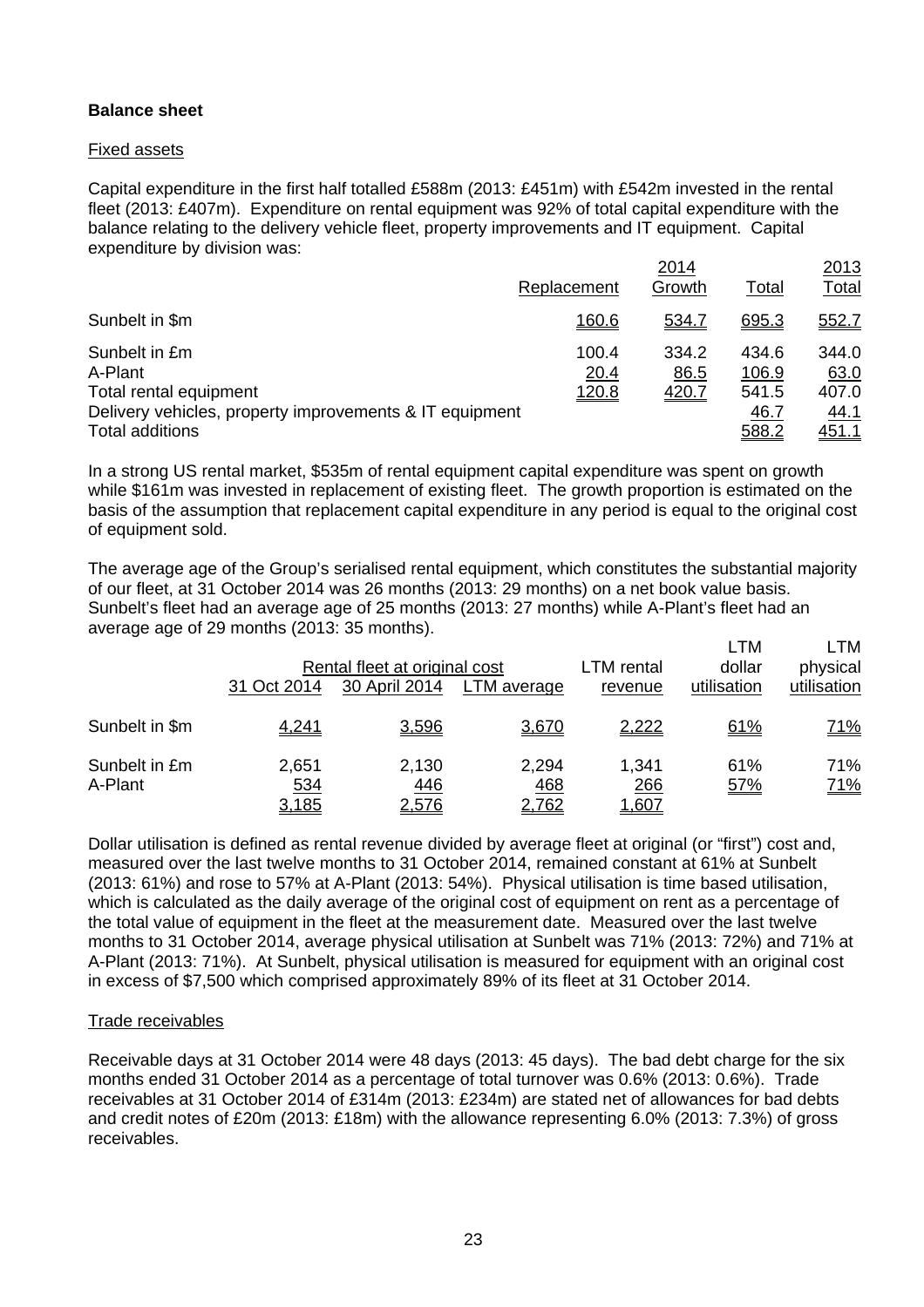## Balance sheet

### Fixed assets

Capital expenditure in the first half totalled £588m (2013: £451m) with £542m invested in the rental fleet (2013: £407m). Expenditure on rental equipment was 92% of total capital expenditure with the balance relating to the delivery vehicle fleet, property improvements and IT equipment. Capital expenditure by division was:

| | 2014 Replacement | 2014 Growth | 2014 Total | 2013 Total |
|---|---|---|---|---|
| Sunbelt in $m | 160.6 | 534.7 | 695.3 | 552.7 |
| Sunbelt in £m | 100.4 | 334.2 | 434.6 | 344.0 |
| A-Plant | 20.4 | 86.5 | 106.9 | 63.0 |
| Total rental equipment | 120.8 | 420.7 | 541.5 | 407.0 |
| Delivery vehicles, property improvements & IT equipment | | | 46.7 | 44.1 |
| Total additions | | | 588.2 | 451.1 |

In a strong US rental market, $535m of rental equipment capital expenditure was spent on growth while $161m was invested in replacement of existing fleet. The growth proportion is estimated on the basis of the assumption that replacement capital expenditure in any period is equal to the original cost of equipment sold.

The average age of the Group's serialised rental equipment, which constitutes the substantial majority of our fleet, at 31 October 2014 was 26 months (2013: 29 months) on a net book value basis. Sunbelt's fleet had an average age of 25 months (2013: 27 months) while A-Plant's fleet had an average age of 29 months (2013: 35 months).

| | Rental fleet at original cost | | | LTM rental | LTM dollar | LTM physical |
|---|---|---|---|---|---|---|
| | 31 Oct 2014 | 30 April 2014 | LTM average | revenue | utilisation | utilisation |
| Sunbelt in $m | 4,241 | 3,596 | 3,670 | 2,222 | 61% | 71% |
| Sunbelt in £m | 2,651 | 2,130 | 2,294 | 1,341 | 61% | 71% |
| A-Plant | 534 | 446 | 468 | 266 | 57% | 71% |
| | 3,185 | 2,576 | 2,762 | 1,607 | | |

Dollar utilisation is defined as rental revenue divided by average fleet at original (or "first") cost and, measured over the last twelve months to 31 October 2014, remained constant at 61% at Sunbelt (2013: 61%) and rose to 57% at A-Plant (2013: 54%). Physical utilisation is time based utilisation, which is calculated as the daily average of the original cost of equipment on rent as a percentage of the total value of equipment in the fleet at the measurement date. Measured over the last twelve months to 31 October 2014, average physical utilisation at Sunbelt was 71% (2013: 72%) and 71% at A-Plant (2013: 71%). At Sunbelt, physical utilisation is measured for equipment with an original cost in excess of $7,500 which comprised approximately 89% of its fleet at 31 October 2014.

### Trade receivables

Receivable days at 31 October 2014 were 48 days (2013: 45 days). The bad debt charge for the six months ended 31 October 2014 as a percentage of total turnover was 0.6% (2013: 0.6%). Trade receivables at 31 October 2014 of £314m (2013: £234m) are stated net of allowances for bad debts and credit notes of £20m (2013: £18m) with the allowance representing 6.0% (2013: 7.3%) of gross receivables.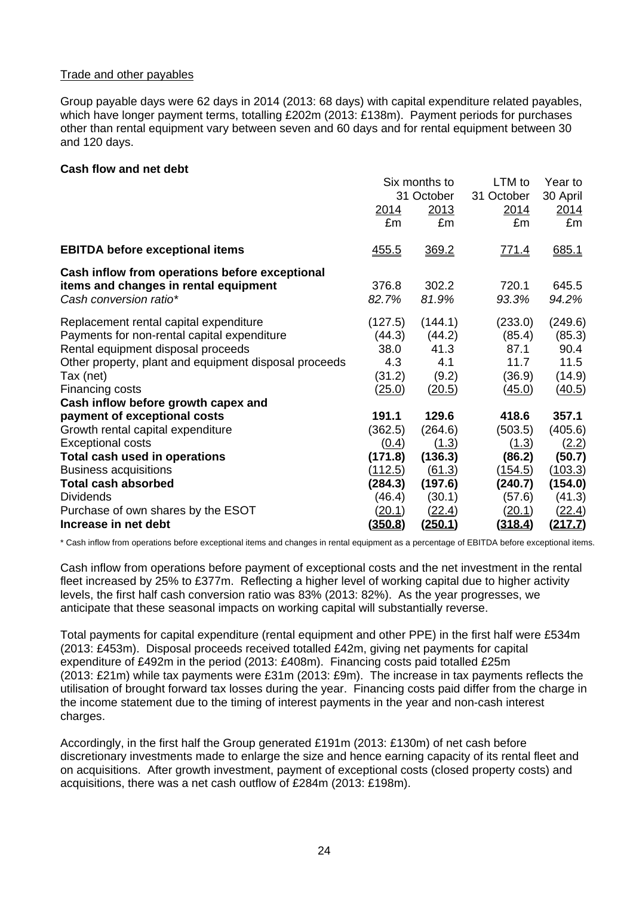Trade and other payables

Group payable days were 62 days in 2014 (2013: 68 days) with capital expenditure related payables, which have longer payment terms, totalling £202m (2013: £138m). Payment periods for purchases other than rental equipment vary between seven and 60 days and for rental equipment between 30 and 120 days.

**Cash flow and net debt**

| | Six months to 31 October 2014 | Six months to 31 October 2013 | LTM to 31 October 2014 | Year to 30 April 2014 |
|---|---|---|---|---|
| | £m | £m | £m | £m |
| **EBITDA before exceptional items** | 455.5 | 369.2 | 771.4 | 685.1 |
| **Cash inflow from operations before exceptional items and changes in rental equipment** | 376.8 | 302.2 | 720.1 | 645.5 |
| *Cash conversion ratio** | *82.7%* | *81.9%* | *93.3%* | *94.2%* |
| Replacement rental capital expenditure | (127.5) | (144.1) | (233.0) | (249.6) |
| Payments for non-rental capital expenditure | (44.3) | (44.2) | (85.4) | (85.3) |
| Rental equipment disposal proceeds | 38.0 | 41.3 | 87.1 | 90.4 |
| Other property, plant and equipment disposal proceeds | 4.3 | 4.1 | 11.7 | 11.5 |
| Tax (net) | (31.2) | (9.2) | (36.9) | (14.9) |
| Financing costs | (25.0) | (20.5) | (45.0) | (40.5) |
| **Cash inflow before growth capex and payment of exceptional costs** | **191.1** | **129.6** | **418.6** | **357.1** |
| Growth rental capital expenditure | (362.5) | (264.6) | (503.5) | (405.6) |
| Exceptional costs | (0.4) | (1.3) | (1.3) | (2.2) |
| **Total cash used in operations** | **(171.8)** | **(136.3)** | **(86.2)** | **(50.7)** |
| Business acquisitions | (112.5) | (61.3) | (154.5) | (103.3) |
| **Total cash absorbed** | **(284.3)** | **(197.6)** | **(240.7)** | **(154.0)** |
| Dividends | (46.4) | (30.1) | (57.6) | (41.3) |
| Purchase of own shares by the ESOT | (20.1) | (22.4) | (20.1) | (22.4) |
| **Increase in net debt** | **(350.8)** | **(250.1)** | **(318.4)** | **(217.7)** |

\* Cash inflow from operations before exceptional items and changes in rental equipment as a percentage of EBITDA before exceptional items.

Cash inflow from operations before payment of exceptional costs and the net investment in the rental fleet increased by 25% to £377m. Reflecting a higher level of working capital due to higher activity levels, the first half cash conversion ratio was 83% (2013: 82%). As the year progresses, we anticipate that these seasonal impacts on working capital will substantially reverse.

Total payments for capital expenditure (rental equipment and other PPE) in the first half were £534m (2013: £453m). Disposal proceeds received totalled £42m, giving net payments for capital expenditure of £492m in the period (2013: £408m). Financing costs paid totalled £25m (2013: £21m) while tax payments were £31m (2013: £9m). The increase in tax payments reflects the utilisation of brought forward tax losses during the year. Financing costs paid differ from the charge in the income statement due to the timing of interest payments in the year and non-cash interest charges.

Accordingly, in the first half the Group generated £191m (2013: £130m) of net cash before discretionary investments made to enlarge the size and hence earning capacity of its rental fleet and on acquisitions. After growth investment, payment of exceptional costs (closed property costs) and acquisitions, there was a net cash outflow of £284m (2013: £198m).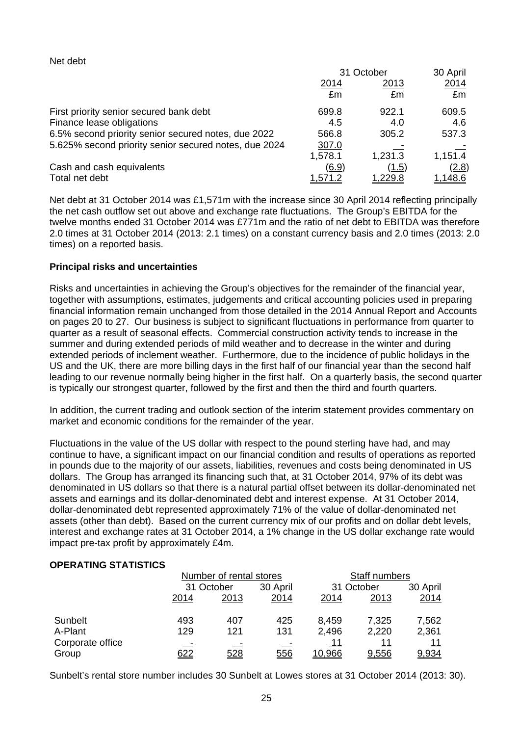Net debt

| | 31 October | | 30 April |
|---|---|---|---|
| | 2014 | 2013 | 2014 |
| | £m | £m | £m |
| First priority senior secured bank debt | 699.8 | 922.1 | 609.5 |
| Finance lease obligations | 4.5 | 4.0 | 4.6 |
| 6.5% second priority senior secured notes, due 2022 | 566.8 | 305.2 | 537.3 |
| 5.625% second priority senior secured notes, due 2024 | 307.0 | - | - |
| | 1,578.1 | 1,231.3 | 1,151.4 |
| Cash and cash equivalents | (6.9) | (1.5) | (2.8) |
| Total net debt | 1,571.2 | 1,229.8 | 1,148.6 |

Net debt at 31 October 2014 was £1,571m with the increase since 30 April 2014 reflecting principally the net cash outflow set out above and exchange rate fluctuations. The Group's EBITDA for the twelve months ended 31 October 2014 was £771m and the ratio of net debt to EBITDA was therefore 2.0 times at 31 October 2014 (2013: 2.1 times) on a constant currency basis and 2.0 times (2013: 2.0 times) on a reported basis.

**Principal risks and uncertainties**

Risks and uncertainties in achieving the Group's objectives for the remainder of the financial year, together with assumptions, estimates, judgements and critical accounting policies used in preparing financial information remain unchanged from those detailed in the 2014 Annual Report and Accounts on pages 20 to 27. Our business is subject to significant fluctuations in performance from quarter to quarter as a result of seasonal effects. Commercial construction activity tends to increase in the summer and during extended periods of mild weather and to decrease in the winter and during extended periods of inclement weather. Furthermore, due to the incidence of public holidays in the US and the UK, there are more billing days in the first half of our financial year than the second half leading to our revenue normally being higher in the first half. On a quarterly basis, the second quarter is typically our strongest quarter, followed by the first and then the third and fourth quarters.

In addition, the current trading and outlook section of the interim statement provides commentary on market and economic conditions for the remainder of the year.

Fluctuations in the value of the US dollar with respect to the pound sterling have had, and may continue to have, a significant impact on our financial condition and results of operations as reported in pounds due to the majority of our assets, liabilities, revenues and costs being denominated in US dollars. The Group has arranged its financing such that, at 31 October 2014, 97% of its debt was denominated in US dollars so that there is a natural partial offset between its dollar-denominated net assets and earnings and its dollar-denominated debt and interest expense. At 31 October 2014, dollar-denominated debt represented approximately 71% of the value of dollar-denominated net assets (other than debt). Based on the current currency mix of our profits and on dollar debt levels, interest and exchange rates at 31 October 2014, a 1% change in the US dollar exchange rate would impact pre-tax profit by approximately £4m.

**OPERATING STATISTICS**

| | Number of rental stores | | | Staff numbers | | |
|---|---|---|---|---|---|---|
| | 31 October | | 30 April | 31 October | | 30 April |
| | 2014 | 2013 | 2014 | 2014 | 2013 | 2014 |
| Sunbelt | 493 | 407 | 425 | 8,459 | 7,325 | 7,562 |
| A-Plant | 129 | 121 | 131 | 2,496 | 2,220 | 2,361 |
| Corporate office | - | - | - | 11 | 11 | 11 |
| Group | 622 | 528 | 556 | 10,966 | 9,556 | 9,934 |

Sunbelt's rental store number includes 30 Sunbelt at Lowes stores at 31 October 2014 (2013: 30).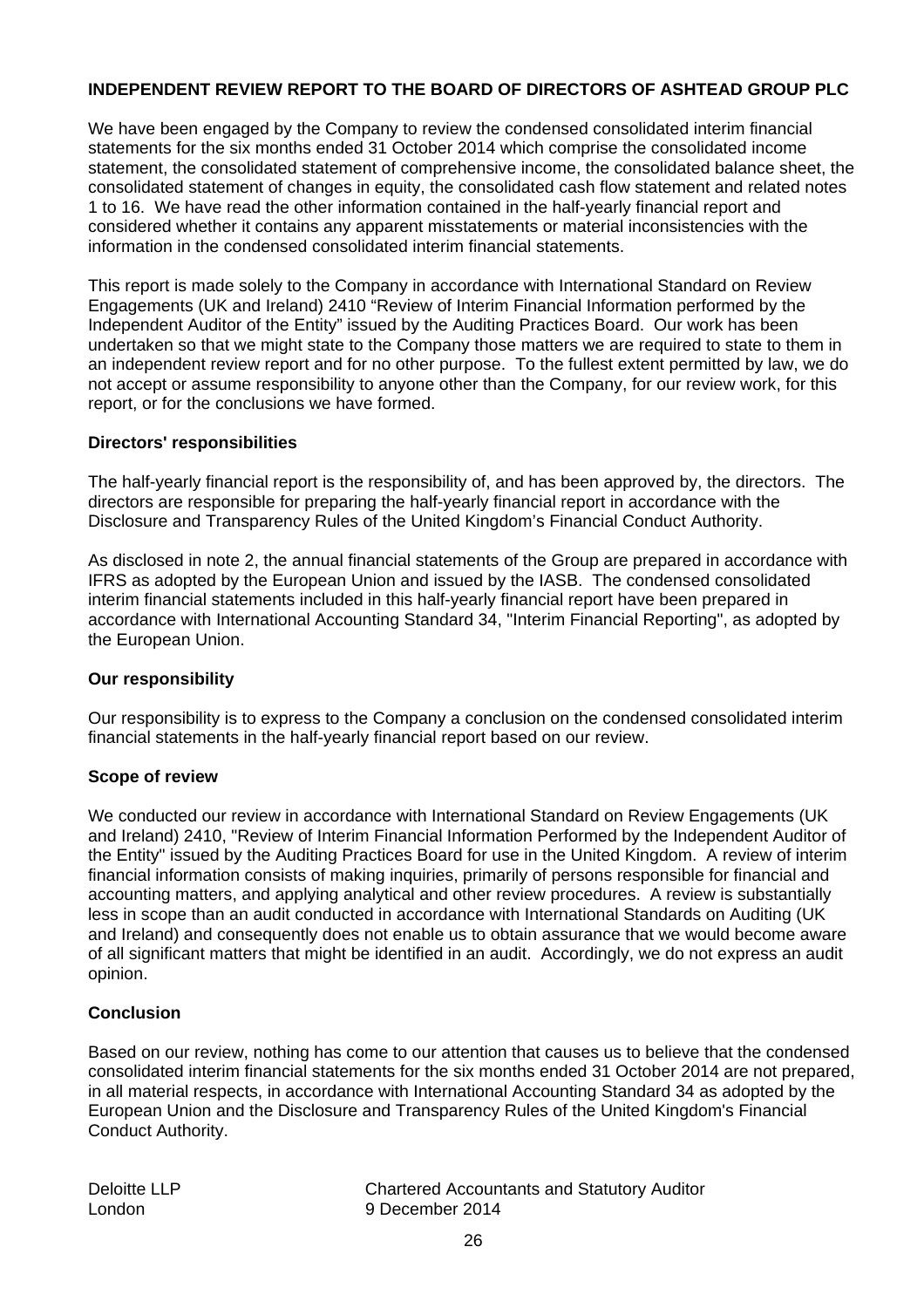## INDEPENDENT REVIEW REPORT TO THE BOARD OF DIRECTORS OF ASHTEAD GROUP PLC

We have been engaged by the Company to review the condensed consolidated interim financial statements for the six months ended 31 October 2014 which comprise the consolidated income statement, the consolidated statement of comprehensive income, the consolidated balance sheet, the consolidated statement of changes in equity, the consolidated cash flow statement and related notes 1 to 16. We have read the other information contained in the half-yearly financial report and considered whether it contains any apparent misstatements or material inconsistencies with the information in the condensed consolidated interim financial statements.

This report is made solely to the Company in accordance with International Standard on Review Engagements (UK and Ireland) 2410 "Review of Interim Financial Information performed by the Independent Auditor of the Entity" issued by the Auditing Practices Board. Our work has been undertaken so that we might state to the Company those matters we are required to state to them in an independent review report and for no other purpose. To the fullest extent permitted by law, we do not accept or assume responsibility to anyone other than the Company, for our review work, for this report, or for the conclusions we have formed.

### Directors' responsibilities

The half-yearly financial report is the responsibility of, and has been approved by, the directors. The directors are responsible for preparing the half-yearly financial report in accordance with the Disclosure and Transparency Rules of the United Kingdom's Financial Conduct Authority.

As disclosed in note 2, the annual financial statements of the Group are prepared in accordance with IFRS as adopted by the European Union and issued by the IASB. The condensed consolidated interim financial statements included in this half-yearly financial report have been prepared in accordance with International Accounting Standard 34, "Interim Financial Reporting", as adopted by the European Union.

### Our responsibility

Our responsibility is to express to the Company a conclusion on the condensed consolidated interim financial statements in the half-yearly financial report based on our review.

### Scope of review

We conducted our review in accordance with International Standard on Review Engagements (UK and Ireland) 2410, "Review of Interim Financial Information Performed by the Independent Auditor of the Entity" issued by the Auditing Practices Board for use in the United Kingdom. A review of interim financial information consists of making inquiries, primarily of persons responsible for financial and accounting matters, and applying analytical and other review procedures. A review is substantially less in scope than an audit conducted in accordance with International Standards on Auditing (UK and Ireland) and consequently does not enable us to obtain assurance that we would become aware of all significant matters that might be identified in an audit. Accordingly, we do not express an audit opinion.

### Conclusion

Based on our review, nothing has come to our attention that causes us to believe that the condensed consolidated interim financial statements for the six months ended 31 October 2014 are not prepared, in all material respects, in accordance with International Accounting Standard 34 as adopted by the European Union and the Disclosure and Transparency Rules of the United Kingdom's Financial Conduct Authority.

Deloitte LLP
Chartered Accountants and Statutory Auditor
London
9 December 2014